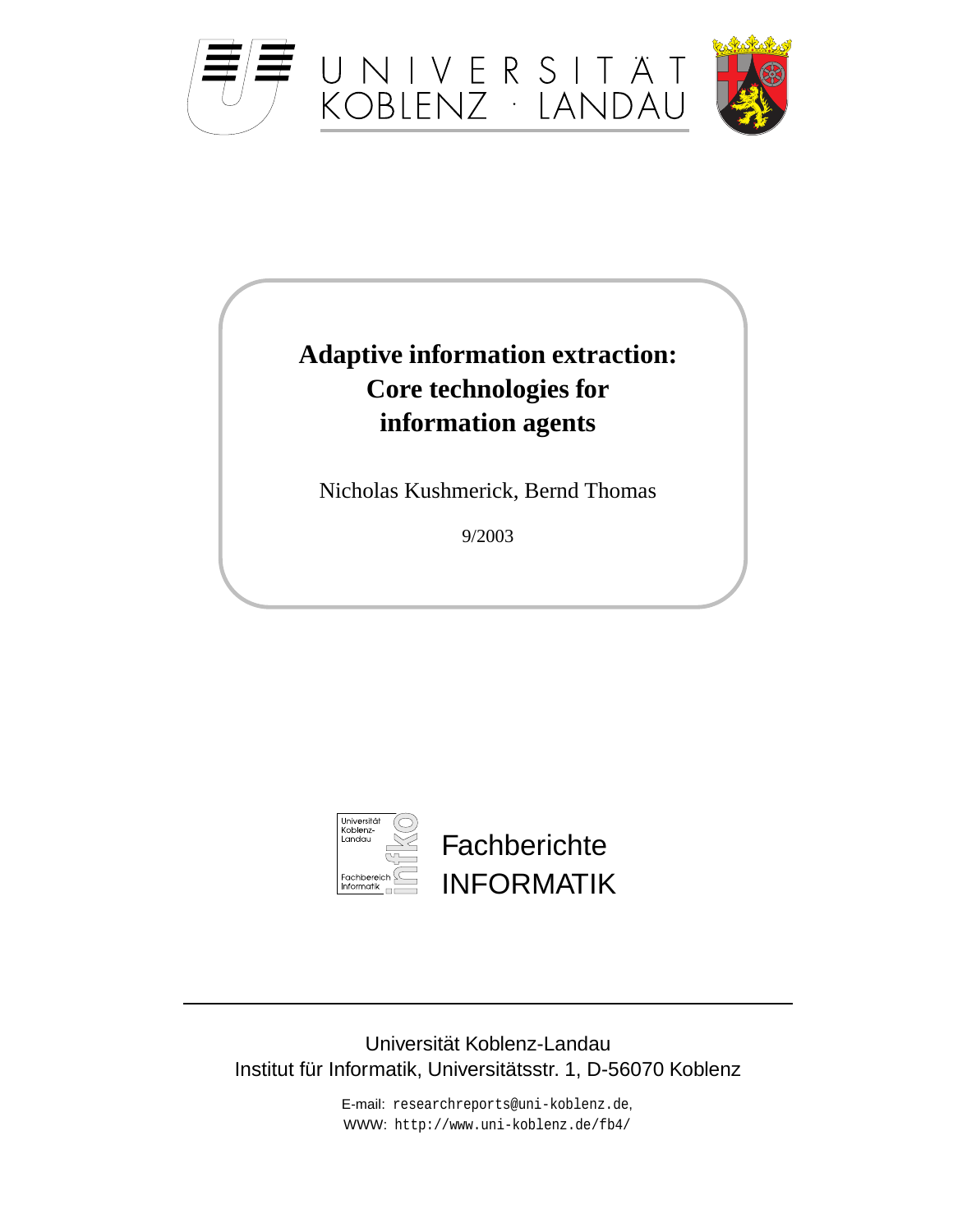UNIVERSITÄT KOBLENZ · LANDAU

# Adaptive information extraction: Core technologies for information agents

Nicholas Kushmerick, Bernd Thomas

9/2003

Universität Koblenz-Landau Fachbereich Informatik

Fachberichte INFORMATIK

Universität Koblenz-Landau
Institut für Informatik, Universitätsstr. 1, D-56070 Koblenz

E-mail: researchreports@uni-koblenz.de,
WWW: http://www.uni-koblenz.de/fb4/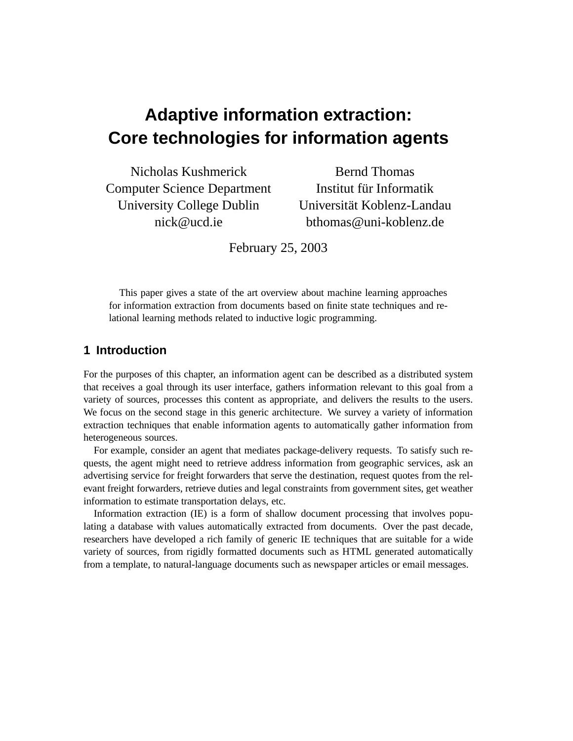# Adaptive information extraction: Core technologies for information agents

Nicholas Kushmerick
Computer Science Department
University College Dublin
nick@ucd.ie

Bernd Thomas
Institut für Informatik
Universität Koblenz-Landau
bthomas@uni-koblenz.de

February 25, 2003

This paper gives a state of the art overview about machine learning approaches for information extraction from documents based on finite state techniques and relational learning methods related to inductive logic programming.

## 1 Introduction

For the purposes of this chapter, an information agent can be described as a distributed system that receives a goal through its user interface, gathers information relevant to this goal from a variety of sources, processes this content as appropriate, and delivers the results to the users. We focus on the second stage in this generic architecture. We survey a variety of information extraction techniques that enable information agents to automatically gather information from heterogeneous sources.

For example, consider an agent that mediates package-delivery requests. To satisfy such requests, the agent might need to retrieve address information from geographic services, ask an advertising service for freight forwarders that serve the destination, request quotes from the relevant freight forwarders, retrieve duties and legal constraints from government sites, get weather information to estimate transportation delays, etc.

Information extraction (IE) is a form of shallow document processing that involves populating a database with values automatically extracted from documents. Over the past decade, researchers have developed a rich family of generic IE techniques that are suitable for a wide variety of sources, from rigidly formatted documents such as HTML generated automatically from a template, to natural-language documents such as newspaper articles or email messages.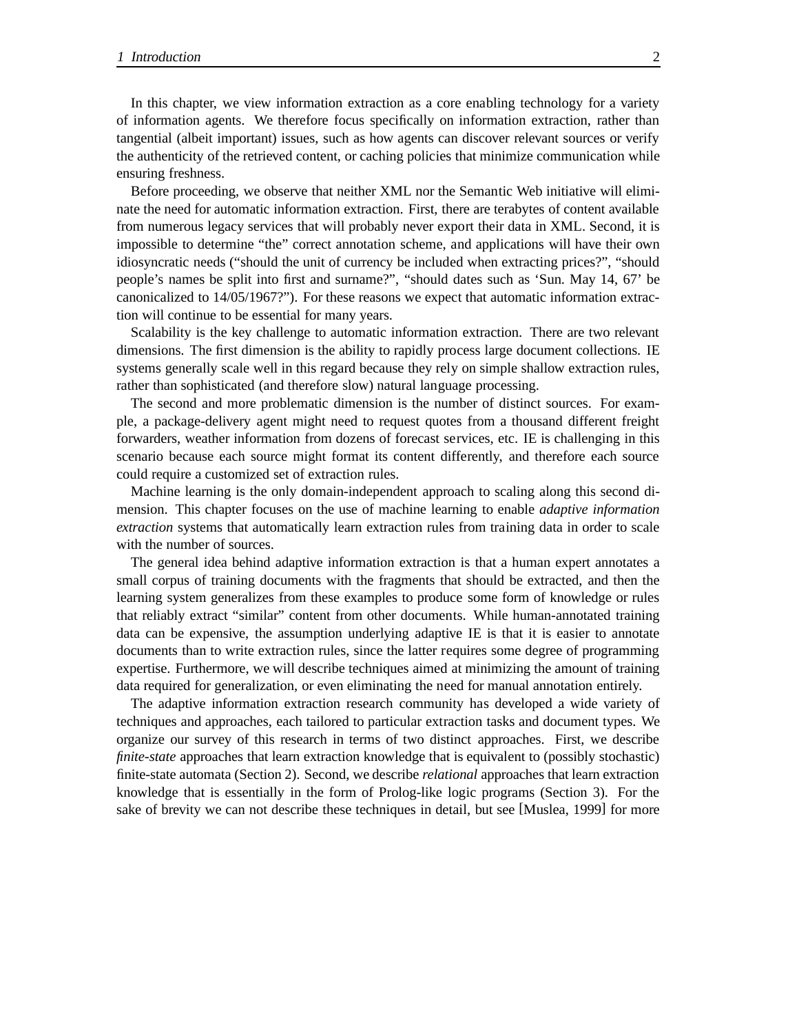In this chapter, we view information extraction as a core enabling technology for a variety of information agents. We therefore focus specifically on information extraction, rather than tangential (albeit important) issues, such as how agents can discover relevant sources or verify the authenticity of the retrieved content, or caching policies that minimize communication while ensuring freshness.

Before proceeding, we observe that neither XML nor the Semantic Web initiative will eliminate the need for automatic information extraction. First, there are terabytes of content available from numerous legacy services that will probably never export their data in XML. Second, it is impossible to determine "the" correct annotation scheme, and applications will have their own idiosyncratic needs ("should the unit of currency be included when extracting prices?", "should people's names be split into first and surname?", "should dates such as 'Sun. May 14, 67' be canonicalized to 14/05/1967?"). For these reasons we expect that automatic information extraction will continue to be essential for many years.

Scalability is the key challenge to automatic information extraction. There are two relevant dimensions. The first dimension is the ability to rapidly process large document collections. IE systems generally scale well in this regard because they rely on simple shallow extraction rules, rather than sophisticated (and therefore slow) natural language processing.

The second and more problematic dimension is the number of distinct sources. For example, a package-delivery agent might need to request quotes from a thousand different freight forwarders, weather information from dozens of forecast services, etc. IE is challenging in this scenario because each source might format its content differently, and therefore each source could require a customized set of extraction rules.

Machine learning is the only domain-independent approach to scaling along this second dimension. This chapter focuses on the use of machine learning to enable *adaptive information extraction* systems that automatically learn extraction rules from training data in order to scale with the number of sources.

The general idea behind adaptive information extraction is that a human expert annotates a small corpus of training documents with the fragments that should be extracted, and then the learning system generalizes from these examples to produce some form of knowledge or rules that reliably extract "similar" content from other documents. While human-annotated training data can be expensive, the assumption underlying adaptive IE is that it is easier to annotate documents than to write extraction rules, since the latter requires some degree of programming expertise. Furthermore, we will describe techniques aimed at minimizing the amount of training data required for generalization, or even eliminating the need for manual annotation entirely.

The adaptive information extraction research community has developed a wide variety of techniques and approaches, each tailored to particular extraction tasks and document types. We organize our survey of this research in terms of two distinct approaches. First, we describe *finite-state* approaches that learn extraction knowledge that is equivalent to (possibly stochastic) finite-state automata (Section 2). Second, we describe *relational* approaches that learn extraction knowledge that is essentially in the form of Prolog-like logic programs (Section 3). For the sake of brevity we can not describe these techniques in detail, but see [Muslea, 1999] for more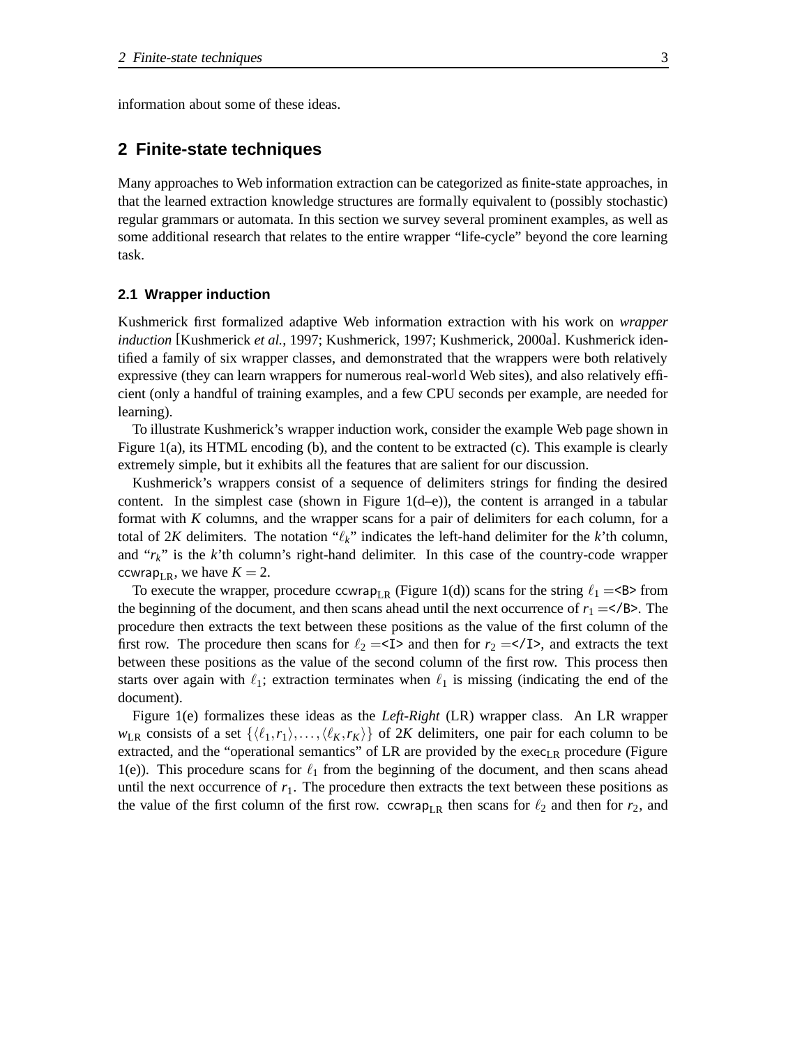information about some of these ideas.

## 2 Finite-state techniques

Many approaches to Web information extraction can be categorized as finite-state approaches, in that the learned extraction knowledge structures are formally equivalent to (possibly stochastic) regular grammars or automata. In this section we survey several prominent examples, as well as some additional research that relates to the entire wrapper "life-cycle" beyond the core learning task.

### 2.1 Wrapper induction

Kushmerick first formalized adaptive Web information extraction with his work on *wrapper induction* [Kushmerick *et al.*, 1997; Kushmerick, 1997; Kushmerick, 2000a]. Kushmerick identified a family of six wrapper classes, and demonstrated that the wrappers were both relatively expressive (they can learn wrappers for numerous real-world Web sites), and also relatively efficient (only a handful of training examples, and a few CPU seconds per example, are needed for learning).

To illustrate Kushmerick's wrapper induction work, consider the example Web page shown in Figure 1(a), its HTML encoding (b), and the content to be extracted (c). This example is clearly extremely simple, but it exhibits all the features that are salient for our discussion.

Kushmerick's wrappers consist of a sequence of delimiters strings for finding the desired content. In the simplest case (shown in Figure 1(d–e)), the content is arranged in a tabular format with $K$ columns, and the wrapper scans for a pair of delimiters for each column, for a total of $2K$ delimiters. The notation "$\ell_k$" indicates the left-hand delimiter for the $k$'th column, and "$r_k$" is the $k$'th column's right-hand delimiter. In this case of the country-code wrapper $\mathsf{ccwrap}_{\mathrm{LR}}$, we have $K = 2$.

To execute the wrapper, procedure $\mathsf{ccwrap}_{\mathrm{LR}}$ (Figure 1(d)) scans for the string $\ell_1 =$`<B>` from the beginning of the document, and then scans ahead until the next occurrence of $r_1 =$`</B>`. The procedure then extracts the text between these positions as the value of the first column of the first row. The procedure then scans for $\ell_2 =$`<I>` and then for $r_2 =$`</I>`, and extracts the text between these positions as the value of the second column of the first row. This process then starts over again with $\ell_1$; extraction terminates when $\ell_1$ is missing (indicating the end of the document).

Figure 1(e) formalizes these ideas as the *Left-Right* (LR) wrapper class. An LR wrapper $w_{\mathrm{LR}}$ consists of a set $\{\langle \ell_1, r_1 \rangle, \ldots, \langle \ell_K, r_K \rangle\}$ of $2K$ delimiters, one pair for each column to be extracted, and the "operational semantics" of LR are provided by the $\mathsf{exec}_{\mathrm{LR}}$ procedure (Figure 1(e)). This procedure scans for $\ell_1$ from the beginning of the document, and then scans ahead until the next occurrence of $r_1$. The procedure then extracts the text between these positions as the value of the first column of the first row. $\mathsf{ccwrap}_{\mathrm{LR}}$ then scans for $\ell_2$ and then for $r_2$, and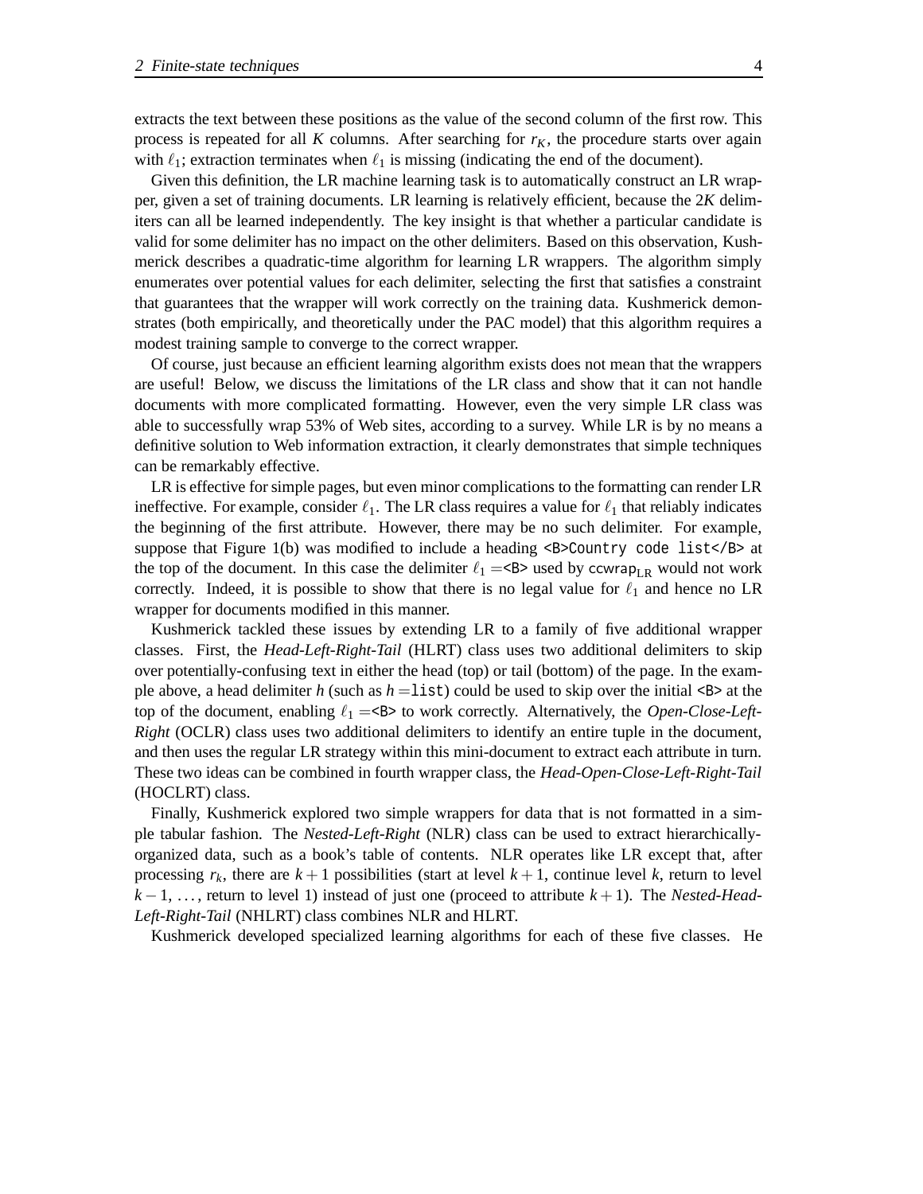extracts the text between these positions as the value of the second column of the first row. This process is repeated for all $K$ columns. After searching for $r_K$, the procedure starts over again with $\ell_1$; extraction terminates when $\ell_1$ is missing (indicating the end of the document).

Given this definition, the LR machine learning task is to automatically construct an LR wrapper, given a set of training documents. LR learning is relatively efficient, because the $2K$ delimiters can all be learned independently. The key insight is that whether a particular candidate is valid for some delimiter has no impact on the other delimiters. Based on this observation, Kushmerick describes a quadratic-time algorithm for learning LR wrappers. The algorithm simply enumerates over potential values for each delimiter, selecting the first that satisfies a constraint that guarantees that the wrapper will work correctly on the training data. Kushmerick demonstrates (both empirically, and theoretically under the PAC model) that this algorithm requires a modest training sample to converge to the correct wrapper.

Of course, just because an efficient learning algorithm exists does not mean that the wrappers are useful! Below, we discuss the limitations of the LR class and show that it can not handle documents with more complicated formatting. However, even the very simple LR class was able to successfully wrap 53% of Web sites, according to a survey. While LR is by no means a definitive solution to Web information extraction, it clearly demonstrates that simple techniques can be remarkably effective.

LR is effective for simple pages, but even minor complications to the formatting can render LR ineffective. For example, consider $\ell_1$. The LR class requires a value for $\ell_1$ that reliably indicates the beginning of the first attribute. However, there may be no such delimiter. For example, suppose that Figure 1(b) was modified to include a heading `<B>Country code list</B>` at the top of the document. In this case the delimiter $\ell_1 =$`<B>` used by $\texttt{ccwrap}_{\text{LR}}$ would not work correctly. Indeed, it is possible to show that there is no legal value for $\ell_1$ and hence no LR wrapper for documents modified in this manner.

Kushmerick tackled these issues by extending LR to a family of five additional wrapper classes. First, the *Head-Left-Right-Tail* (HLRT) class uses two additional delimiters to skip over potentially-confusing text in either the head (top) or tail (bottom) of the page. In the example above, a head delimiter $h$ (such as $h =$`list`) could be used to skip over the initial `<B>` at the top of the document, enabling $\ell_1 =$`<B>` to work correctly. Alternatively, the *Open-Close-Left-Right* (OCLR) class uses two additional delimiters to identify an entire tuple in the document, and then uses the regular LR strategy within this mini-document to extract each attribute in turn. These two ideas can be combined in fourth wrapper class, the *Head-Open-Close-Left-Right-Tail* (HOCLRT) class.

Finally, Kushmerick explored two simple wrappers for data that is not formatted in a simple tabular fashion. The *Nested-Left-Right* (NLR) class can be used to extract hierarchically-organized data, such as a book's table of contents. NLR operates like LR except that, after processing $r_k$, there are $k+1$ possibilities (start at level $k+1$, continue level $k$, return to level $k-1$, ..., return to level 1) instead of just one (proceed to attribute $k+1$). The *Nested-Head-Left-Right-Tail* (NHLRT) class combines NLR and HLRT.

Kushmerick developed specialized learning algorithms for each of these five classes. He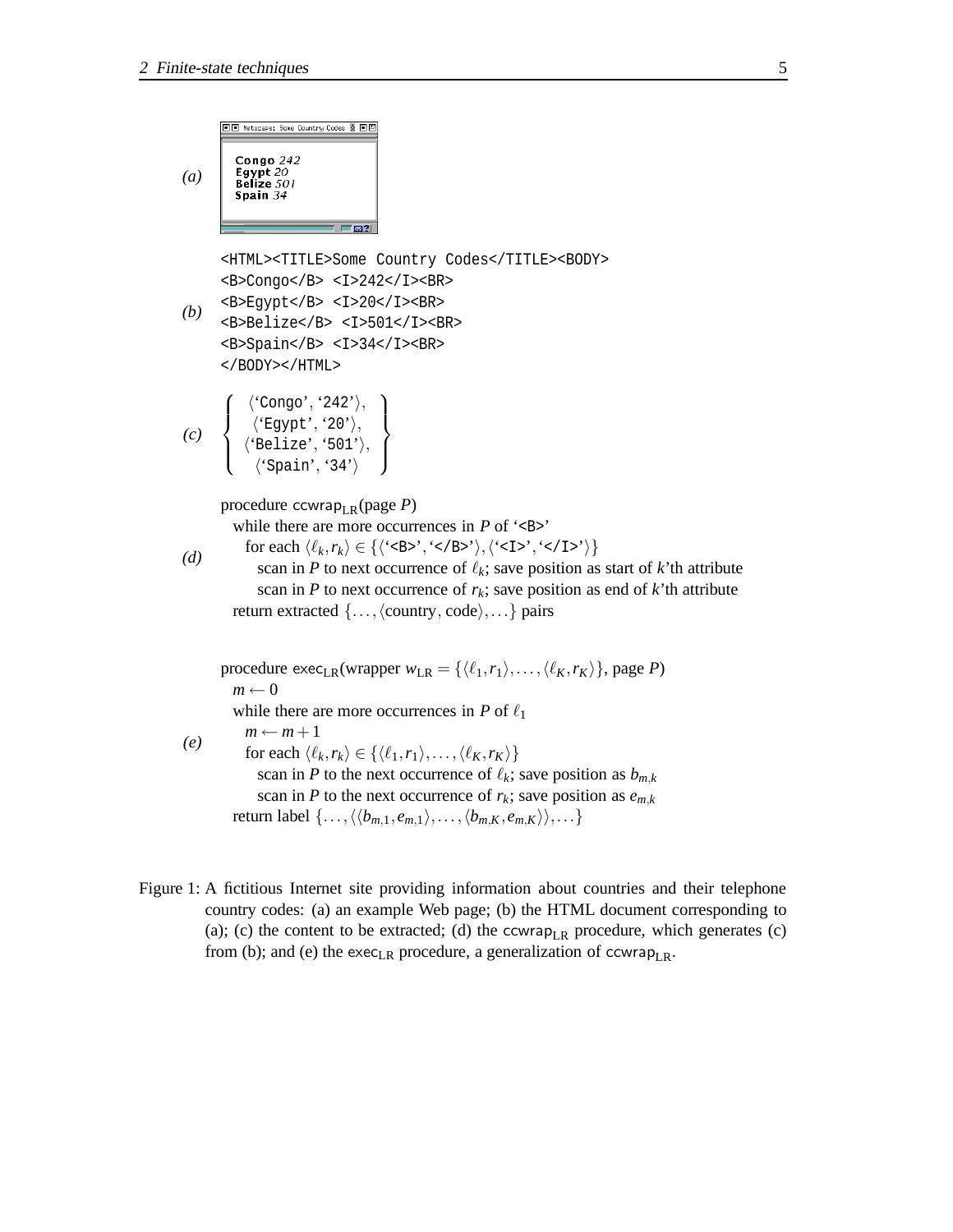(a)

Congo 242
Egypt 20
Belize 501
Spain 34

(b)

```
<HTML><TITLE>Some Country Codes</TITLE><BODY>
<B>Congo</B> <I>242</I><BR>
<B>Egypt</B> <I>20</I><BR>
<B>Belize</B> <I>501</I><BR>
<B>Spain</B> <I>34</I><BR>
</BODY></HTML>
```

(c)

$$\left\{ \begin{array}{c} \langle \text{'Congo'}, \text{'242'} \rangle, \\ \langle \text{'Egypt'}, \text{'20'} \rangle, \\ \langle \text{'Belize'}, \text{'501'} \rangle, \\ \langle \text{'Spain'}, \text{'34'} \rangle \end{array} \right\}$$

(d)

procedure $\mathsf{ccwrap}_{\mathrm{LR}}$(page $P$)
  while there are more occurrences in $P$ of '<B>'
    for each $\langle \ell_k, r_k \rangle \in \{\langle \text{'<B>'}, \text{'</B>'} \rangle, \langle \text{'<I>'}, \text{'</I>'} \rangle\}$
      scan in $P$ to next occurrence of $\ell_k$; save position as start of $k$'th attribute
      scan in $P$ to next occurrence of $r_k$; save position as end of $k$'th attribute
  return extracted $\{\ldots, \langle \text{country}, \text{code} \rangle, \ldots\}$ pairs

(e)

procedure $\mathsf{exec}_{\mathrm{LR}}$(wrapper $w_{\mathrm{LR}} = \{\langle \ell_1, r_1 \rangle, \ldots, \langle \ell_K, r_K \rangle\}$, page $P$)
  $m \leftarrow 0$
  while there are more occurrences in $P$ of $\ell_1$
    $m \leftarrow m + 1$
    for each $\langle \ell_k, r_k \rangle \in \{\langle \ell_1, r_1 \rangle, \ldots, \langle \ell_K, r_K \rangle\}$
      scan in $P$ to the next occurrence of $\ell_k$; save position as $b_{m,k}$
      scan in $P$ to the next occurrence of $r_k$; save position as $e_{m,k}$
  return label $\{\ldots, \langle \langle b_{m,1}, e_{m,1} \rangle, \ldots, \langle b_{m,K}, e_{m,K} \rangle \rangle, \ldots\}$

Figure 1: A fictitious Internet site providing information about countries and their telephone country codes: (a) an example Web page; (b) the HTML document corresponding to (a); (c) the content to be extracted; (d) the $\mathsf{ccwrap}_{\mathrm{LR}}$ procedure, which generates (c) from (b); and (e) the $\mathsf{exec}_{\mathrm{LR}}$ procedure, a generalization of $\mathsf{ccwrap}_{\mathrm{LR}}$.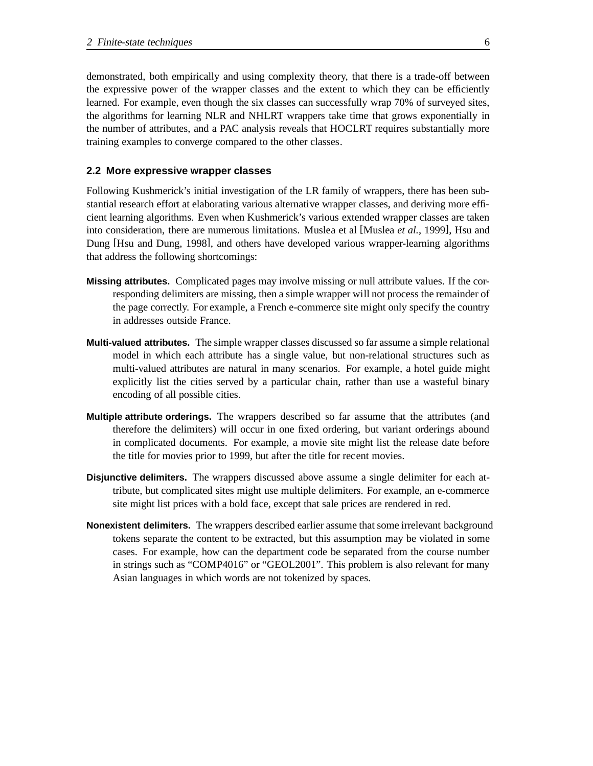demonstrated, both empirically and using complexity theory, that there is a trade-off between the expressive power of the wrapper classes and the extent to which they can be efficiently learned. For example, even though the six classes can successfully wrap 70% of surveyed sites, the algorithms for learning NLR and NHLRT wrappers take time that grows exponentially in the number of attributes, and a PAC analysis reveals that HOCLRT requires substantially more training examples to converge compared to the other classes.

## 2.2 More expressive wrapper classes

Following Kushmerick's initial investigation of the LR family of wrappers, there has been substantial research effort at elaborating various alternative wrapper classes, and deriving more efficient learning algorithms. Even when Kushmerick's various extended wrapper classes are taken into consideration, there are numerous limitations. Muslea et al [Muslea *et al.*, 1999], Hsu and Dung [Hsu and Dung, 1998], and others have developed various wrapper-learning algorithms that address the following shortcomings:

**Missing attributes.** Complicated pages may involve missing or null attribute values. If the corresponding delimiters are missing, then a simple wrapper will not process the remainder of the page correctly. For example, a French e-commerce site might only specify the country in addresses outside France.

**Multi-valued attributes.** The simple wrapper classes discussed so far assume a simple relational model in which each attribute has a single value, but non-relational structures such as multi-valued attributes are natural in many scenarios. For example, a hotel guide might explicitly list the cities served by a particular chain, rather than use a wasteful binary encoding of all possible cities.

**Multiple attribute orderings.** The wrappers described so far assume that the attributes (and therefore the delimiters) will occur in one fixed ordering, but variant orderings abound in complicated documents. For example, a movie site might list the release date before the title for movies prior to 1999, but after the title for recent movies.

**Disjunctive delimiters.** The wrappers discussed above assume a single delimiter for each attribute, but complicated sites might use multiple delimiters. For example, an e-commerce site might list prices with a bold face, except that sale prices are rendered in red.

**Nonexistent delimiters.** The wrappers described earlier assume that some irrelevant background tokens separate the content to be extracted, but this assumption may be violated in some cases. For example, how can the department code be separated from the course number in strings such as "COMP4016" or "GEOL2001". This problem is also relevant for many Asian languages in which words are not tokenized by spaces.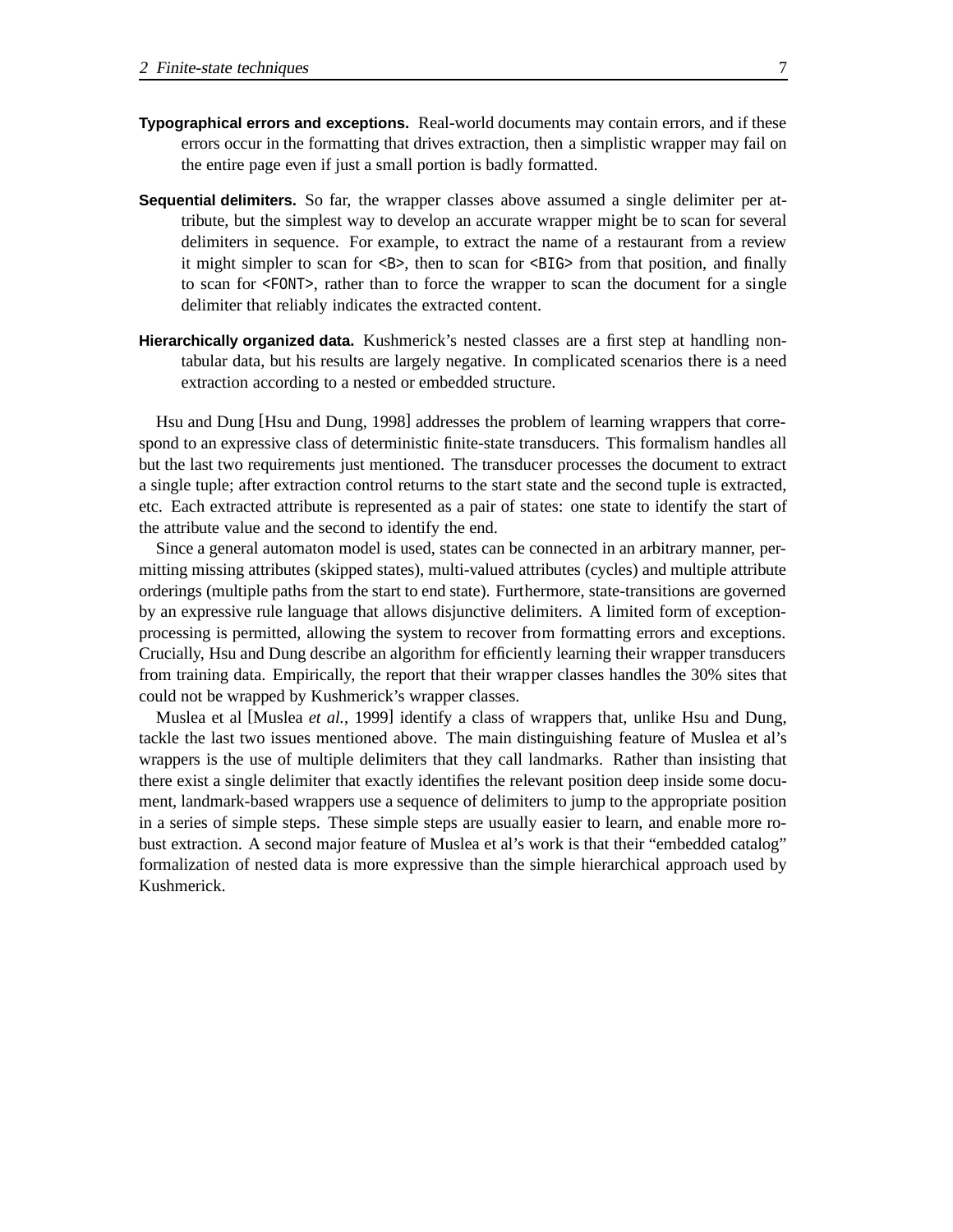**Typographical errors and exceptions.** Real-world documents may contain errors, and if these errors occur in the formatting that drives extraction, then a simplistic wrapper may fail on the entire page even if just a small portion is badly formatted.

**Sequential delimiters.** So far, the wrapper classes above assumed a single delimiter per attribute, but the simplest way to develop an accurate wrapper might be to scan for several delimiters in sequence. For example, to extract the name of a restaurant from a review it might simpler to scan for `<B>`, then to scan for `<BIG>` from that position, and finally to scan for `<FONT>`, rather than to force the wrapper to scan the document for a single delimiter that reliably indicates the extracted content.

**Hierarchically organized data.** Kushmerick's nested classes are a first step at handling non-tabular data, but his results are largely negative. In complicated scenarios there is a need extraction according to a nested or embedded structure.

Hsu and Dung [Hsu and Dung, 1998] addresses the problem of learning wrappers that correspond to an expressive class of deterministic finite-state transducers. This formalism handles all but the last two requirements just mentioned. The transducer processes the document to extract a single tuple; after extraction control returns to the start state and the second tuple is extracted, etc. Each extracted attribute is represented as a pair of states: one state to identify the start of the attribute value and the second to identify the end.

Since a general automaton model is used, states can be connected in an arbitrary manner, permitting missing attributes (skipped states), multi-valued attributes (cycles) and multiple attribute orderings (multiple paths from the start to end state). Furthermore, state-transitions are governed by an expressive rule language that allows disjunctive delimiters. A limited form of exception-processing is permitted, allowing the system to recover from formatting errors and exceptions. Crucially, Hsu and Dung describe an algorithm for efficiently learning their wrapper transducers from training data. Empirically, the report that their wrapper classes handles the 30% sites that could not be wrapped by Kushmerick's wrapper classes.

Muslea et al [Muslea *et al.*, 1999] identify a class of wrappers that, unlike Hsu and Dung, tackle the last two issues mentioned above. The main distinguishing feature of Muslea et al's wrappers is the use of multiple delimiters that they call landmarks. Rather than insisting that there exist a single delimiter that exactly identifies the relevant position deep inside some document, landmark-based wrappers use a sequence of delimiters to jump to the appropriate position in a series of simple steps. These simple steps are usually easier to learn, and enable more robust extraction. A second major feature of Muslea et al's work is that their "embedded catalog" formalization of nested data is more expressive than the simple hierarchical approach used by Kushmerick.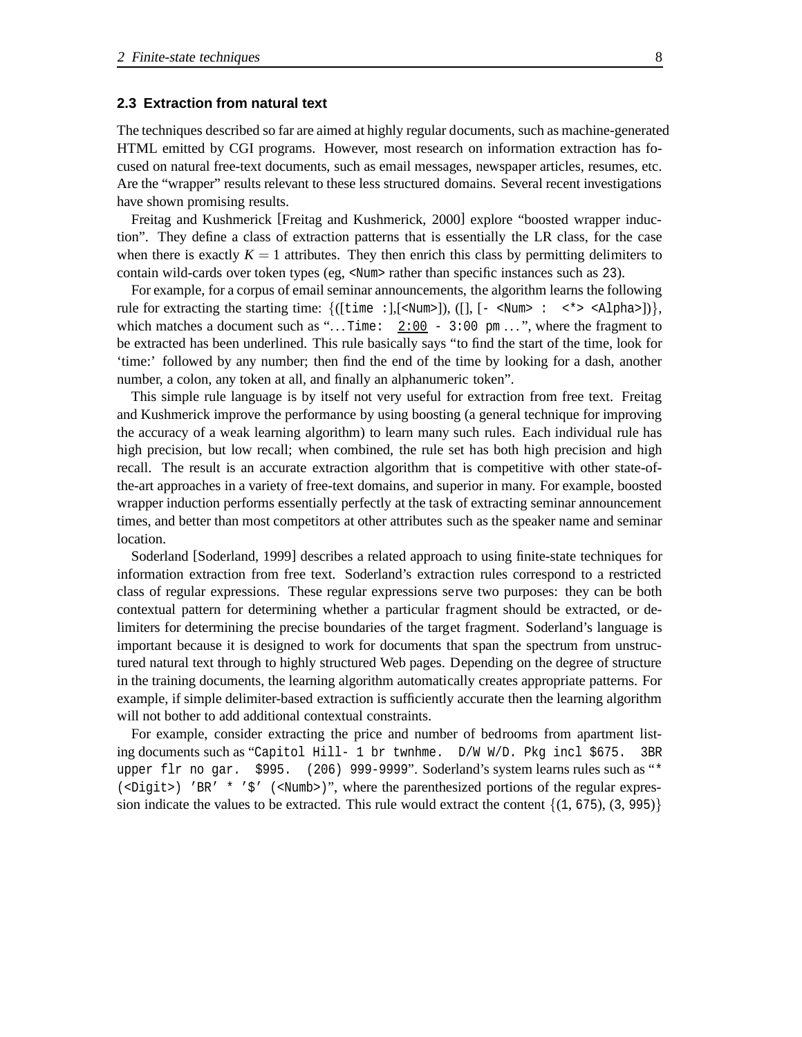### 2.3 Extraction from natural text

The techniques described so far are aimed at highly regular documents, such as machine-generated HTML emitted by CGI programs. However, most research on information extraction has focused on natural free-text documents, such as email messages, newspaper articles, resumes, etc. Are the "wrapper" results relevant to these less structured domains. Several recent investigations have shown promising results.

Freitag and Kushmerick [Freitag and Kushmerick, 2000] explore "boosted wrapper induction". They define a class of extraction patterns that is essentially the LR class, for the case when there is exactly $K = 1$ attributes. They then enrich this class by permitting delimiters to contain wild-cards over token types (eg, `<Num>` rather than specific instances such as `23`).

For example, for a corpus of email seminar announcements, the algorithm learns the following rule for extracting the starting time: {([`time :`],[`<Num>`]), ([], [`- <Num> : <*> <Alpha>`])}, which matches a document such as "...`Time: 2:00 - 3:00 pm` ...", where the fragment to be extracted has been underlined. This rule basically says "to find the start of the time, look for 'time:' followed by any number; then find the end of the time by looking for a dash, another number, a colon, any token at all, and finally an alphanumeric token".

This simple rule language is by itself not very useful for extraction from free text. Freitag and Kushmerick improve the performance by using boosting (a general technique for improving the accuracy of a weak learning algorithm) to learn many such rules. Each individual rule has high precision, but low recall; when combined, the rule set has both high precision and high recall. The result is an accurate extraction algorithm that is competitive with other state-of-the-art approaches in a variety of free-text domains, and superior in many. For example, boosted wrapper induction performs essentially perfectly at the task of extracting seminar announcement times, and better than most competitors at other attributes such as the speaker name and seminar location.

Soderland [Soderland, 1999] describes a related approach to using finite-state techniques for information extraction from free text. Soderland's extraction rules correspond to a restricted class of regular expressions. These regular expressions serve two purposes: they can be both contextual pattern for determining whether a particular fragment should be extracted, or delimiters for determining the precise boundaries of the target fragment. Soderland's language is important because it is designed to work for documents that span the spectrum from unstructured natural text through to highly structured Web pages. Depending on the degree of structure in the training documents, the learning algorithm automatically creates appropriate patterns. For example, if simple delimiter-based extraction is sufficiently accurate then the learning algorithm will not bother to add additional contextual constraints.

For example, consider extracting the price and number of bedrooms from apartment listing documents such as "`Capitol Hill- 1 br twnhme. D/W W/D. Pkg incl $675. 3BR upper flr no gar. $995. (206) 999-9999`". Soderland's system learns rules such as "`* (<Digit>) 'BR' * '$' (<Numb>)`", where the parenthesized portions of the regular expression indicate the values to be extracted. This rule would extract the content {(`1`, `675`), (`3`, `995`)}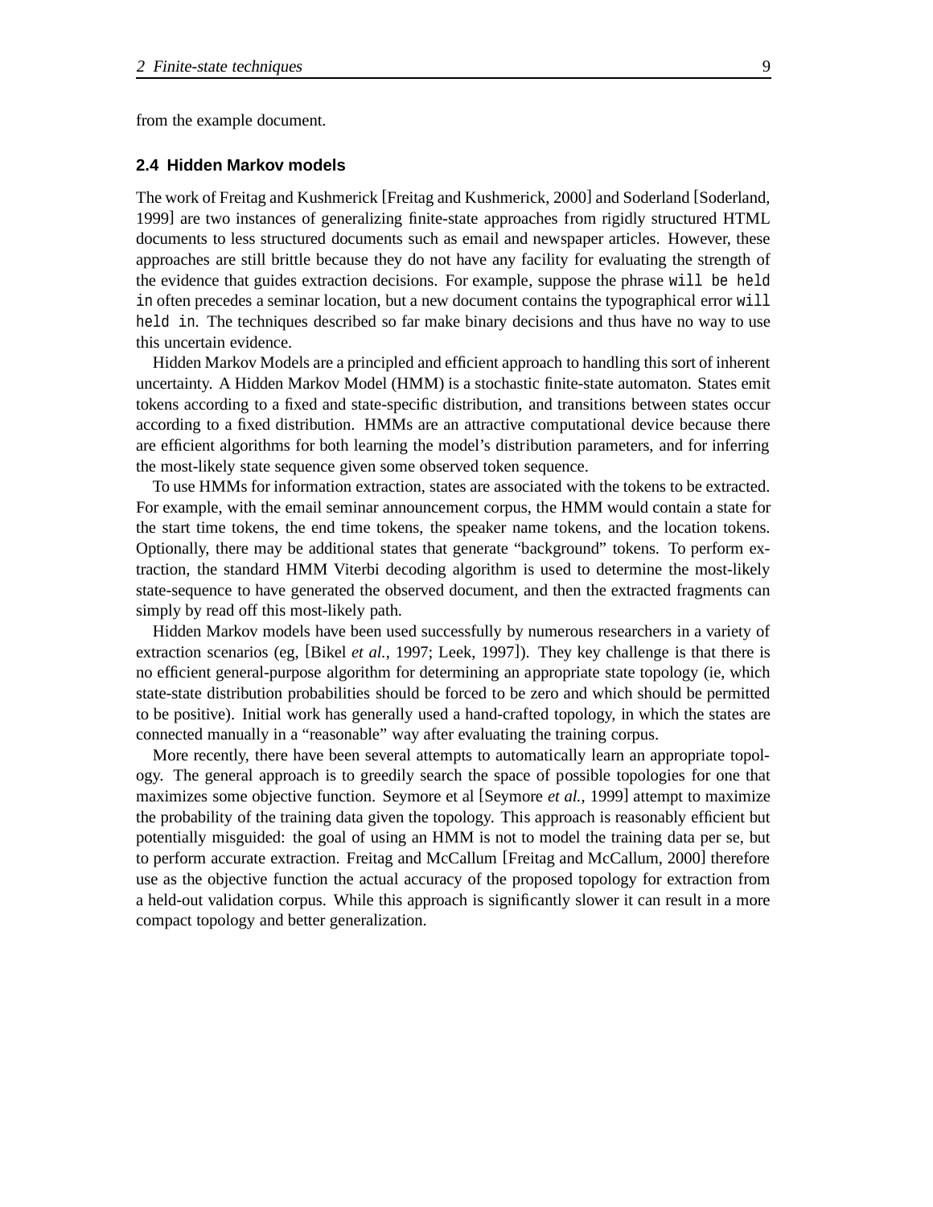from the example document.

### 2.4 Hidden Markov models

The work of Freitag and Kushmerick [Freitag and Kushmerick, 2000] and Soderland [Soderland, 1999] are two instances of generalizing finite-state approaches from rigidly structured HTML documents to less structured documents such as email and newspaper articles. However, these approaches are still brittle because they do not have any facility for evaluating the strength of the evidence that guides extraction decisions. For example, suppose the phrase `will be held in` often precedes a seminar location, but a new document contains the typographical error `will held in`. The techniques described so far make binary decisions and thus have no way to use this uncertain evidence.

Hidden Markov Models are a principled and efficient approach to handling this sort of inherent uncertainty. A Hidden Markov Model (HMM) is a stochastic finite-state automaton. States emit tokens according to a fixed and state-specific distribution, and transitions between states occur according to a fixed distribution. HMMs are an attractive computational device because there are efficient algorithms for both learning the model's distribution parameters, and for inferring the most-likely state sequence given some observed token sequence.

To use HMMs for information extraction, states are associated with the tokens to be extracted. For example, with the email seminar announcement corpus, the HMM would contain a state for the start time tokens, the end time tokens, the speaker name tokens, and the location tokens. Optionally, there may be additional states that generate "background" tokens. To perform extraction, the standard HMM Viterbi decoding algorithm is used to determine the most-likely state-sequence to have generated the observed document, and then the extracted fragments can simply by read off this most-likely path.

Hidden Markov models have been used successfully by numerous researchers in a variety of extraction scenarios (eg, [Bikel *et al.*, 1997; Leek, 1997]). They key challenge is that there is no efficient general-purpose algorithm for determining an appropriate state topology (ie, which state-state distribution probabilities should be forced to be zero and which should be permitted to be positive). Initial work has generally used a hand-crafted topology, in which the states are connected manually in a "reasonable" way after evaluating the training corpus.

More recently, there have been several attempts to automatically learn an appropriate topology. The general approach is to greedily search the space of possible topologies for one that maximizes some objective function. Seymore et al [Seymore *et al.*, 1999] attempt to maximize the probability of the training data given the topology. This approach is reasonably efficient but potentially misguided: the goal of using an HMM is not to model the training data per se, but to perform accurate extraction. Freitag and McCallum [Freitag and McCallum, 2000] therefore use as the objective function the actual accuracy of the proposed topology for extraction from a held-out validation corpus. While this approach is significantly slower it can result in a more compact topology and better generalization.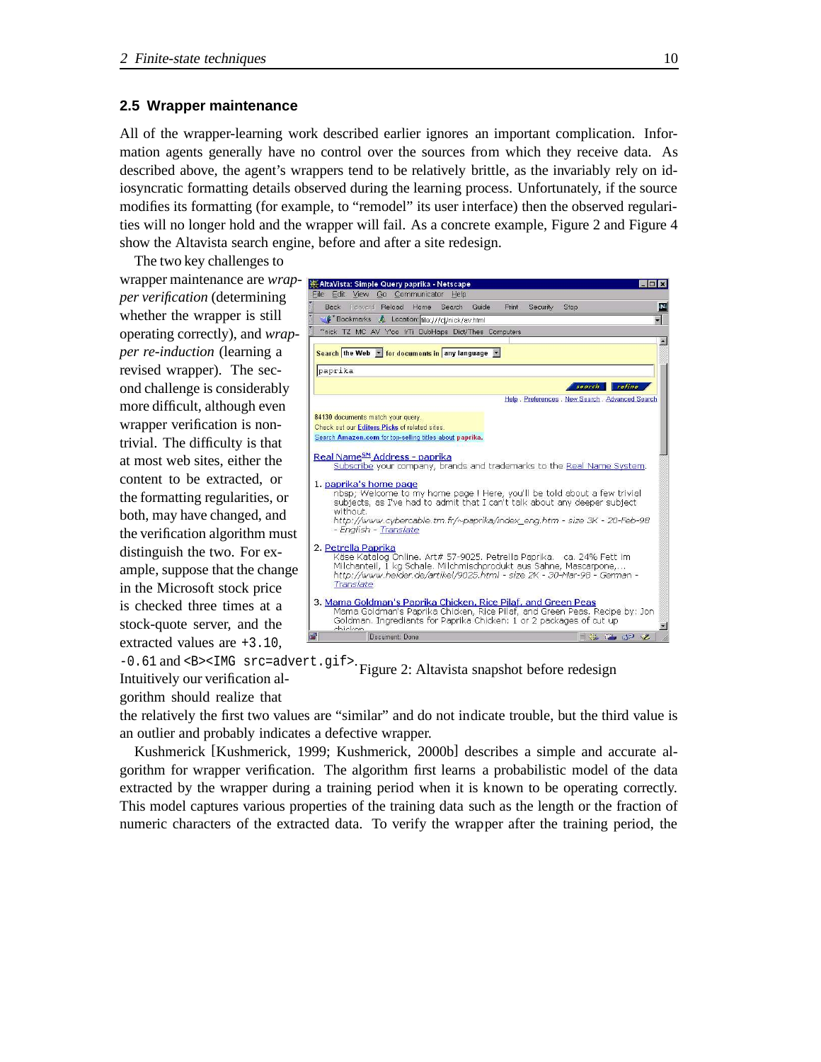## 2.5 Wrapper maintenance

All of the wrapper-learning work described earlier ignores an important complication. Information agents generally have no control over the sources from which they receive data. As described above, the agent's wrappers tend to be relatively brittle, as the invariably rely on idiosyncratic formatting details observed during the learning process. Unfortunately, if the source modifies its formatting (for example, to "remodel" its user interface) then the observed regularities will no longer hold and the wrapper will fail. As a concrete example, Figure 2 and Figure 4 show the Altavista search engine, before and after a site redesign.

The two key challenges to wrapper maintenance are *wrapper verification* (determining whether the wrapper is still operating correctly), and *wrapper re-induction* (learning a revised wrapper). The second challenge is considerably more difficult, although even wrapper verification is non-trivial. The difficulty is that at most web sites, either the content to be extracted, or the formatting regularities, or both, may have changed, and the verification algorithm must distinguish the two. For example, suppose that the change in the Microsoft stock price is checked three times at a stock-quote server, and the extracted values are `+3.10`, `-0.61` and `<B><IMG src=advert.gif>`. Intuitively our verification algorithm should realize that the relatively the first two values are "similar" and do not indicate trouble, but the third value is an outlier and probably indicates a defective wrapper.

Figure 2: Altavista snapshot before redesign

Kushmerick [Kushmerick, 1999; Kushmerick, 2000b] describes a simple and accurate algorithm for wrapper verification. The algorithm first learns a probabilistic model of the data extracted by the wrapper during a training period when it is known to be operating correctly. This model captures various properties of the training data such as the length or the fraction of numeric characters of the extracted data. To verify the wrapper after the training period, the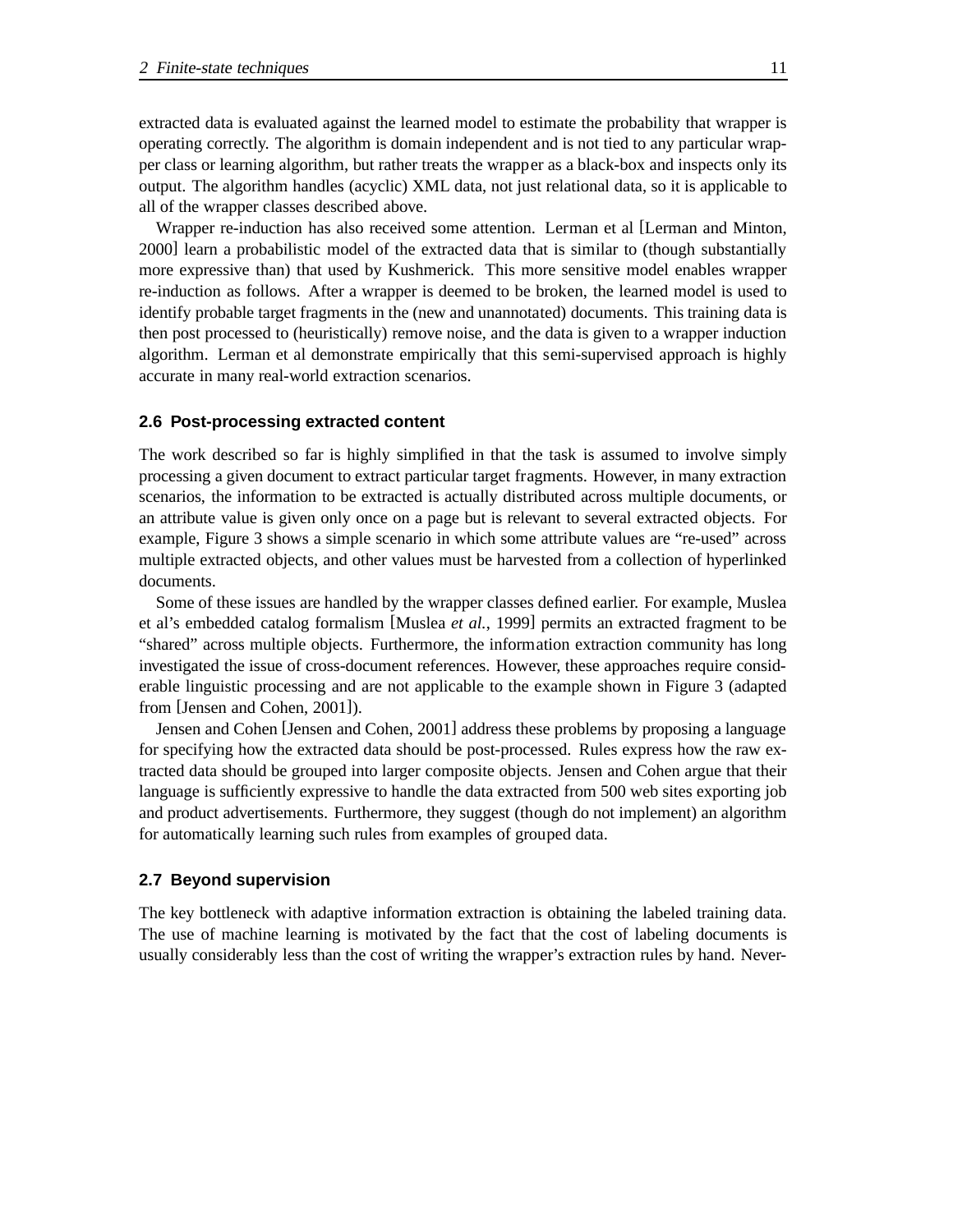extracted data is evaluated against the learned model to estimate the probability that wrapper is operating correctly. The algorithm is domain independent and is not tied to any particular wrapper class or learning algorithm, but rather treats the wrapper as a black-box and inspects only its output. The algorithm handles (acyclic) XML data, not just relational data, so it is applicable to all of the wrapper classes described above.

Wrapper re-induction has also received some attention. Lerman et al [Lerman and Minton, 2000] learn a probabilistic model of the extracted data that is similar to (though substantially more expressive than) that used by Kushmerick. This more sensitive model enables wrapper re-induction as follows. After a wrapper is deemed to be broken, the learned model is used to identify probable target fragments in the (new and unannotated) documents. This training data is then post processed to (heuristically) remove noise, and the data is given to a wrapper induction algorithm. Lerman et al demonstrate empirically that this semi-supervised approach is highly accurate in many real-world extraction scenarios.

### 2.6 Post-processing extracted content

The work described so far is highly simplified in that the task is assumed to involve simply processing a given document to extract particular target fragments. However, in many extraction scenarios, the information to be extracted is actually distributed across multiple documents, or an attribute value is given only once on a page but is relevant to several extracted objects. For example, Figure 3 shows a simple scenario in which some attribute values are "re-used" across multiple extracted objects, and other values must be harvested from a collection of hyperlinked documents.

Some of these issues are handled by the wrapper classes defined earlier. For example, Muslea et al's embedded catalog formalism [Muslea *et al.*, 1999] permits an extracted fragment to be "shared" across multiple objects. Furthermore, the information extraction community has long investigated the issue of cross-document references. However, these approaches require considerable linguistic processing and are not applicable to the example shown in Figure 3 (adapted from [Jensen and Cohen, 2001]).

Jensen and Cohen [Jensen and Cohen, 2001] address these problems by proposing a language for specifying how the extracted data should be post-processed. Rules express how the raw extracted data should be grouped into larger composite objects. Jensen and Cohen argue that their language is sufficiently expressive to handle the data extracted from 500 web sites exporting job and product advertisements. Furthermore, they suggest (though do not implement) an algorithm for automatically learning such rules from examples of grouped data.

### 2.7 Beyond supervision

The key bottleneck with adaptive information extraction is obtaining the labeled training data. The use of machine learning is motivated by the fact that the cost of labeling documents is usually considerably less than the cost of writing the wrapper's extraction rules by hand. Never-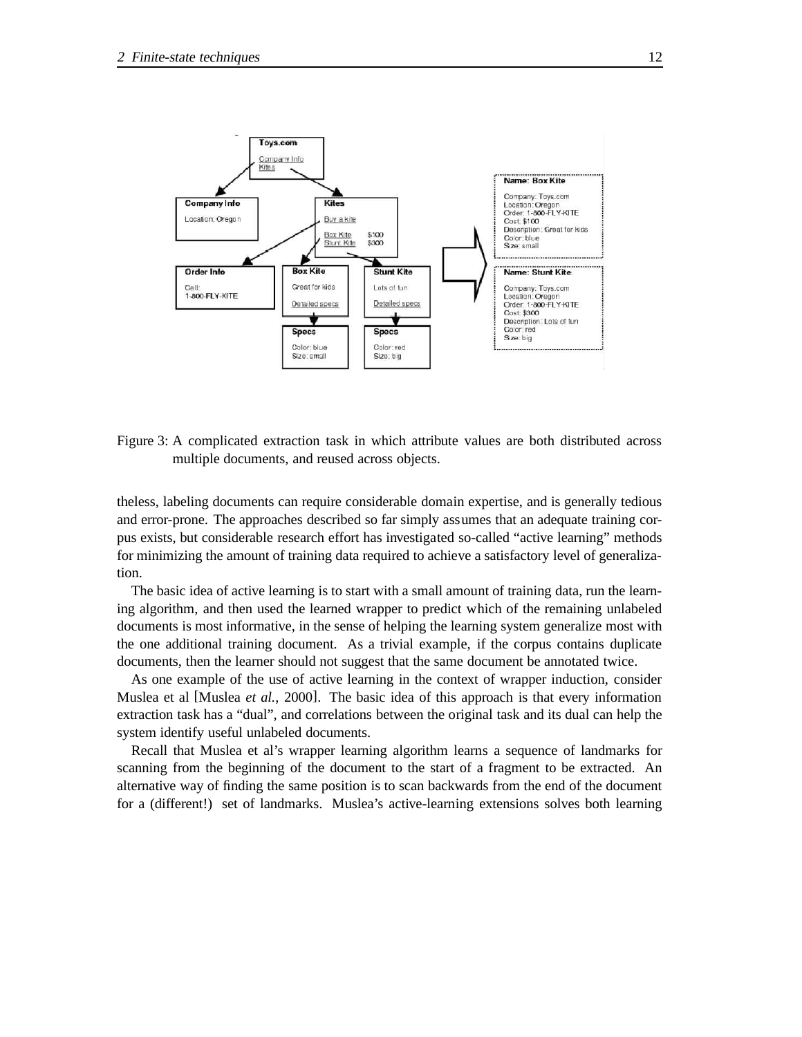Figure 3: A complicated extraction task in which attribute values are both distributed across multiple documents, and reused across objects.

theless, labeling documents can require considerable domain expertise, and is generally tedious and error-prone. The approaches described so far simply assumes that an adequate training corpus exists, but considerable research effort has investigated so-called "active learning" methods for minimizing the amount of training data required to achieve a satisfactory level of generalization.

The basic idea of active learning is to start with a small amount of training data, run the learning algorithm, and then used the learned wrapper to predict which of the remaining unlabeled documents is most informative, in the sense of helping the learning system generalize most with the one additional training document. As a trivial example, if the corpus contains duplicate documents, then the learner should not suggest that the same document be annotated twice.

As one example of the use of active learning in the context of wrapper induction, consider Muslea et al [Muslea *et al.*, 2000]. The basic idea of this approach is that every information extraction task has a "dual", and correlations between the original task and its dual can help the system identify useful unlabeled documents.

Recall that Muslea et al's wrapper learning algorithm learns a sequence of landmarks for scanning from the beginning of the document to the start of a fragment to be extracted. An alternative way of finding the same position is to scan backwards from the end of the document for a (different!) set of landmarks. Muslea's active-learning extensions solves both learning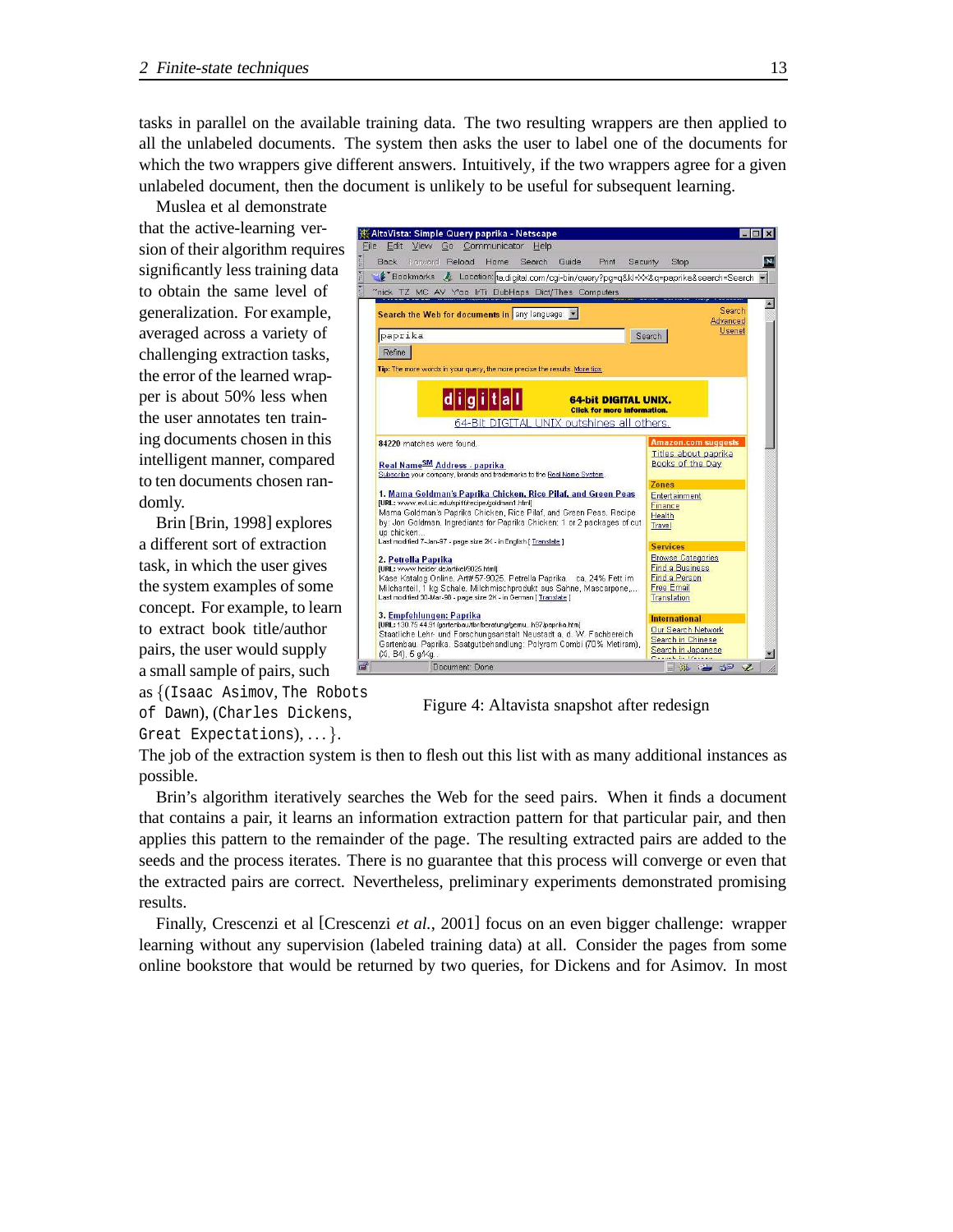tasks in parallel on the available training data. The two resulting wrappers are then applied to all the unlabeled documents. The system then asks the user to label one of the documents for which the two wrappers give different answers. Intuitively, if the two wrappers agree for a given unlabeled document, then the document is unlikely to be useful for subsequent learning.

Muslea et al demonstrate that the active-learning version of their algorithm requires significantly less training data to obtain the same level of generalization. For example, averaged across a variety of challenging extraction tasks, the error of the learned wrapper is about 50% less when the user annotates ten training documents chosen in this intelligent manner, compared to ten documents chosen randomly.

Brin [Brin, 1998] explores a different sort of extraction task, in which the user gives the system examples of some concept. For example, to learn to extract book title/author pairs, the user would supply a small sample of pairs, such as {(`Isaac Asimov`, `The Robots of Dawn`), (`Charles Dickens`, `Great Expectations`), ...}. The job of the extraction system is then to flesh out this list with as many additional instances as possible.

Figure 4: Altavista snapshot after redesign

Brin's algorithm iteratively searches the Web for the seed pairs. When it finds a document that contains a pair, it learns an information extraction pattern for that particular pair, and then applies this pattern to the remainder of the page. The resulting extracted pairs are added to the seeds and the process iterates. There is no guarantee that this process will converge or even that the extracted pairs are correct. Nevertheless, preliminary experiments demonstrated promising results.

Finally, Crescenzi et al [Crescenzi *et al.*, 2001] focus on an even bigger challenge: wrapper learning without any supervision (labeled training data) at all. Consider the pages from some online bookstore that would be returned by two queries, for Dickens and for Asimov. In most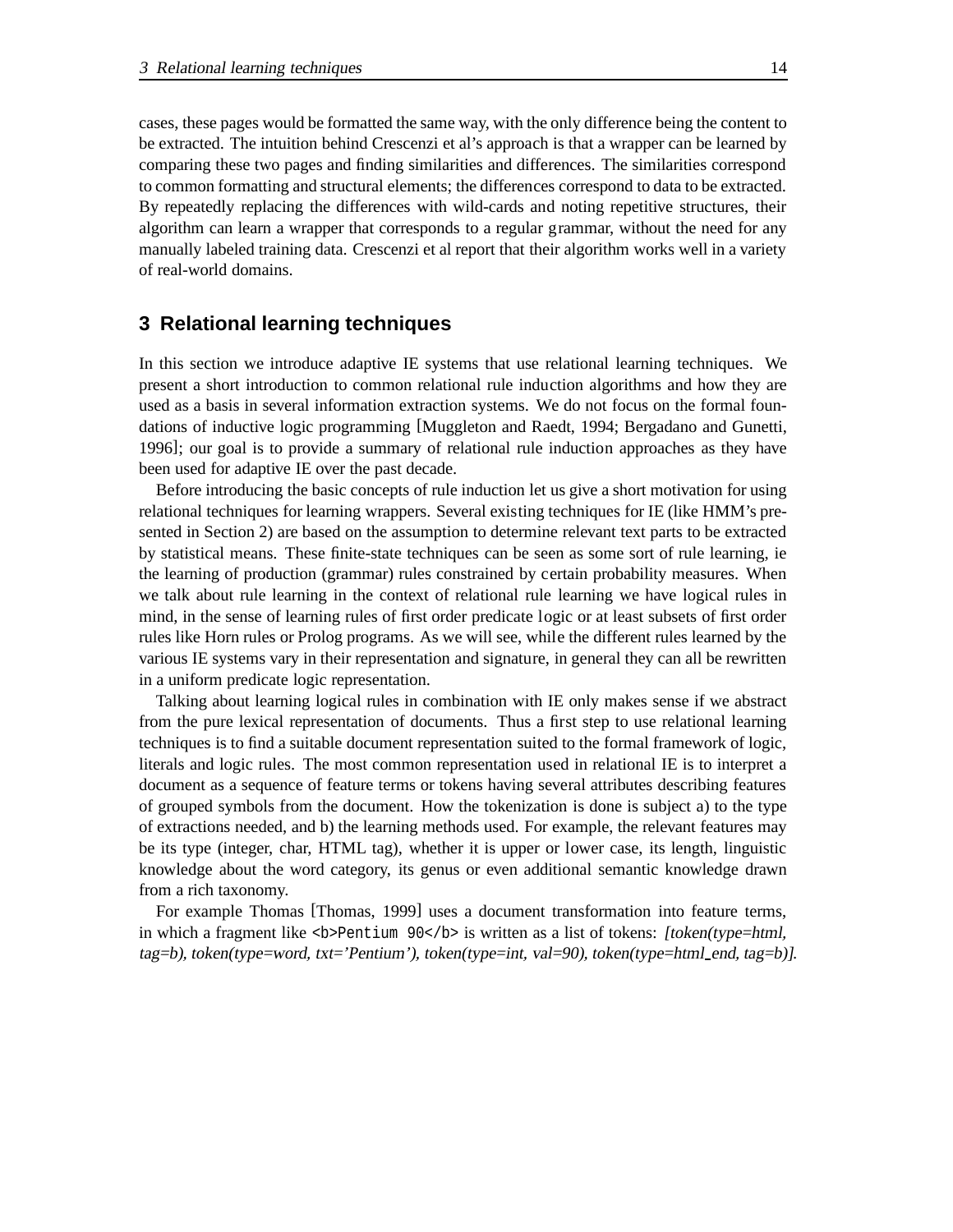cases, these pages would be formatted the same way, with the only difference being the content to be extracted. The intuition behind Crescenzi et al's approach is that a wrapper can be learned by comparing these two pages and finding similarities and differences. The similarities correspond to common formatting and structural elements; the differences correspond to data to be extracted. By repeatedly replacing the differences with wild-cards and noting repetitive structures, their algorithm can learn a wrapper that corresponds to a regular grammar, without the need for any manually labeled training data. Crescenzi et al report that their algorithm works well in a variety of real-world domains.

## 3 Relational learning techniques

In this section we introduce adaptive IE systems that use relational learning techniques. We present a short introduction to common relational rule induction algorithms and how they are used as a basis in several information extraction systems. We do not focus on the formal foundations of inductive logic programming [Muggleton and Raedt, 1994; Bergadano and Gunetti, 1996]; our goal is to provide a summary of relational rule induction approaches as they have been used for adaptive IE over the past decade.

Before introducing the basic concepts of rule induction let us give a short motivation for using relational techniques for learning wrappers. Several existing techniques for IE (like HMM's presented in Section 2) are based on the assumption to determine relevant text parts to be extracted by statistical means. These finite-state techniques can be seen as some sort of rule learning, ie the learning of production (grammar) rules constrained by certain probability measures. When we talk about rule learning in the context of relational rule learning we have logical rules in mind, in the sense of learning rules of first order predicate logic or at least subsets of first order rules like Horn rules or Prolog programs. As we will see, while the different rules learned by the various IE systems vary in their representation and signature, in general they can all be rewritten in a uniform predicate logic representation.

Talking about learning logical rules in combination with IE only makes sense if we abstract from the pure lexical representation of documents. Thus a first step to use relational learning techniques is to find a suitable document representation suited to the formal framework of logic, literals and logic rules. The most common representation used in relational IE is to interpret a document as a sequence of feature terms or tokens having several attributes describing features of grouped symbols from the document. How the tokenization is done is subject a) to the type of extractions needed, and b) the learning methods used. For example, the relevant features may be its type (integer, char, HTML tag), whether it is upper or lower case, its length, linguistic knowledge about the word category, its genus or even additional semantic knowledge drawn from a rich taxonomy.

For example Thomas [Thomas, 1999] uses a document transformation into feature terms, in which a fragment like `<b>Pentium 90</b>` is written as a list of tokens: *[token(type=html, tag=b), token(type=word, txt='Pentium'), token(type=int, val=90), token(type=html_end, tag=b)]*.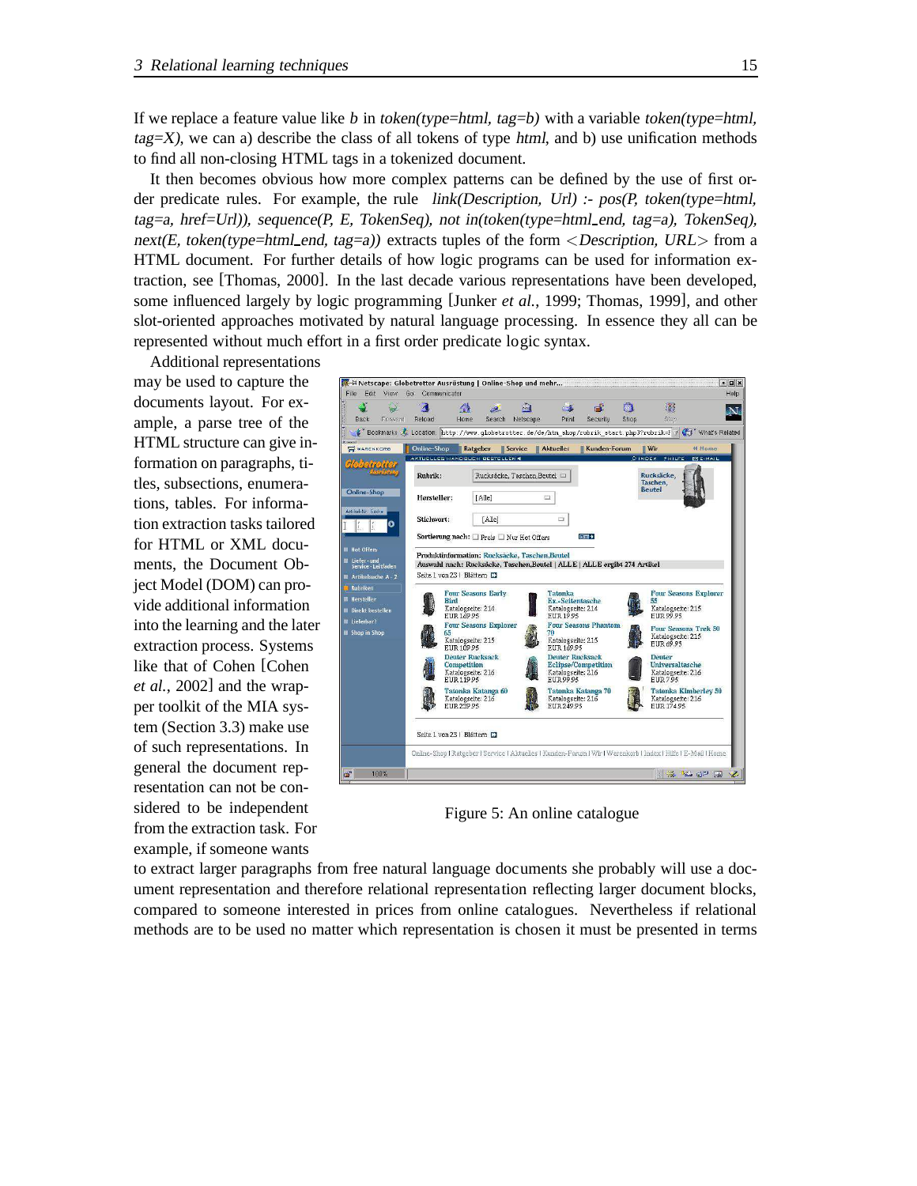If we replace a feature value like *b* in *token(type=html, tag=b)* with a variable *token(type=html, tag=X)*, we can a) describe the class of all tokens of type *html*, and b) use unification methods to find all non-closing HTML tags in a tokenized document.

It then becomes obvious how more complex patterns can be defined by the use of first order predicate rules. For example, the rule *link(Description, Url) :- pos(P, token(type=html, tag=a, href=Url)), sequence(P, E, TokenSeq), not in(token(type=html_end, tag=a), TokenSeq), next(E, token(type=html_end, tag=a))* extracts tuples of the form *<Description, URL>* from a HTML document. For further details of how logic programs can be used for information extraction, see [Thomas, 2000]. In the last decade various representations have been developed, some influenced largely by logic programming [Junker *et al.*, 1999; Thomas, 1999], and other slot-oriented approaches motivated by natural language processing. In essence they all can be represented without much effort in a first order predicate logic syntax.

Additional representations may be used to capture the documents layout. For example, a parse tree of the HTML structure can give information on paragraphs, titles, subsections, enumerations, tables. For information extraction tasks tailored for HTML or XML documents, the Document Object Model (DOM) can provide additional information into the learning and the later extraction process. Systems like that of Cohen [Cohen *et al.*, 2002] and the wrapper toolkit of the MIA system (Section 3.3) make use of such representations. In general the document representation can not be considered to be independent from the extraction task. For example, if someone wants to extract larger paragraphs from free natural language documents she probably will use a document representation and therefore relational representation reflecting larger document blocks, compared to someone interested in prices from online catalogues. Nevertheless if relational methods are to be used no matter which representation is chosen it must be presented in terms

Figure 5: An online catalogue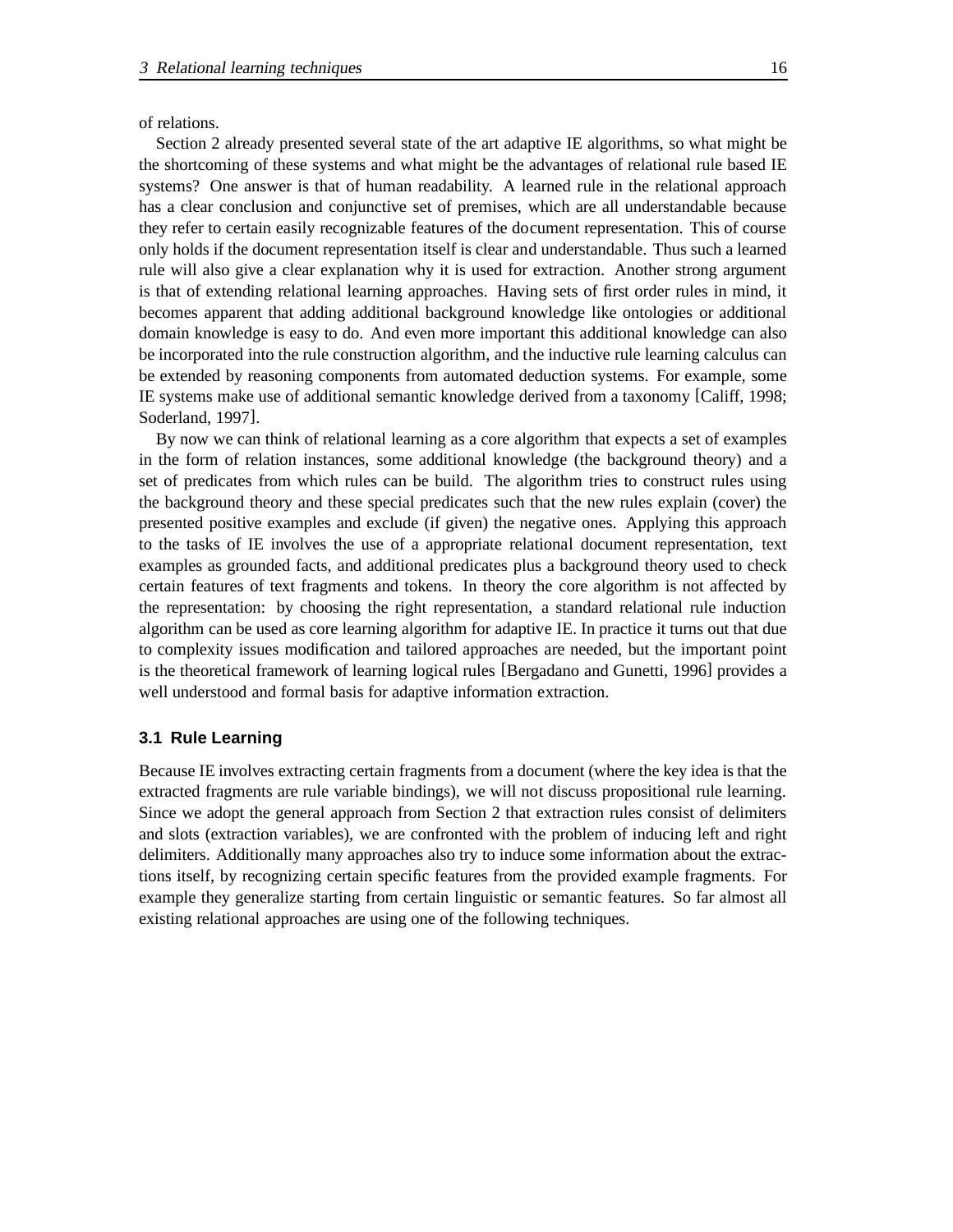of relations.

Section 2 already presented several state of the art adaptive IE algorithms, so what might be the shortcoming of these systems and what might be the advantages of relational rule based IE systems? One answer is that of human readability. A learned rule in the relational approach has a clear conclusion and conjunctive set of premises, which are all understandable because they refer to certain easily recognizable features of the document representation. This of course only holds if the document representation itself is clear and understandable. Thus such a learned rule will also give a clear explanation why it is used for extraction. Another strong argument is that of extending relational learning approaches. Having sets of first order rules in mind, it becomes apparent that adding additional background knowledge like ontologies or additional domain knowledge is easy to do. And even more important this additional knowledge can also be incorporated into the rule construction algorithm, and the inductive rule learning calculus can be extended by reasoning components from automated deduction systems. For example, some IE systems make use of additional semantic knowledge derived from a taxonomy [Califf, 1998; Soderland, 1997].

By now we can think of relational learning as a core algorithm that expects a set of examples in the form of relation instances, some additional knowledge (the background theory) and a set of predicates from which rules can be build. The algorithm tries to construct rules using the background theory and these special predicates such that the new rules explain (cover) the presented positive examples and exclude (if given) the negative ones. Applying this approach to the tasks of IE involves the use of a appropriate relational document representation, text examples as grounded facts, and additional predicates plus a background theory used to check certain features of text fragments and tokens. In theory the core algorithm is not affected by the representation: by choosing the right representation, a standard relational rule induction algorithm can be used as core learning algorithm for adaptive IE. In practice it turns out that due to complexity issues modification and tailored approaches are needed, but the important point is the theoretical framework of learning logical rules [Bergadano and Gunetti, 1996] provides a well understood and formal basis for adaptive information extraction.

## 3.1 Rule Learning

Because IE involves extracting certain fragments from a document (where the key idea is that the extracted fragments are rule variable bindings), we will not discuss propositional rule learning. Since we adopt the general approach from Section 2 that extraction rules consist of delimiters and slots (extraction variables), we are confronted with the problem of inducing left and right delimiters. Additionally many approaches also try to induce some information about the extractions itself, by recognizing certain specific features from the provided example fragments. For example they generalize starting from certain linguistic or semantic features. So far almost all existing relational approaches are using one of the following techniques.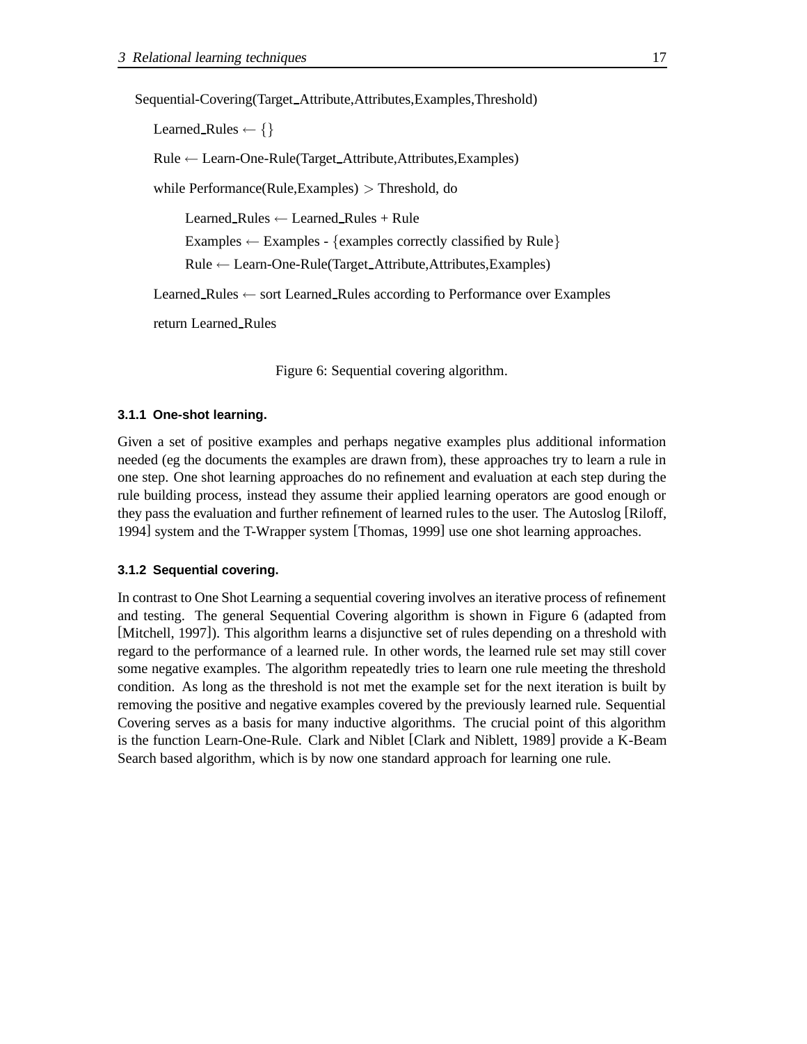```
Sequential-Covering(Target_Attribute,Attributes,Examples,Threshold)

    Learned_Rules ← {}

    Rule ← Learn-One-Rule(Target_Attribute,Attributes,Examples)

    while Performance(Rule,Examples) > Threshold, do

        Learned_Rules ← Learned_Rules + Rule

        Examples ← Examples - {examples correctly classified by Rule}

        Rule ← Learn-One-Rule(Target_Attribute,Attributes,Examples)

    Learned_Rules ← sort Learned_Rules according to Performance over Examples

    return Learned_Rules
```

Figure 6: Sequential covering algorithm.

#### 3.1.1 One-shot learning.

Given a set of positive examples and perhaps negative examples plus additional information needed (eg the documents the examples are drawn from), these approaches try to learn a rule in one step. One shot learning approaches do no refinement and evaluation at each step during the rule building process, instead they assume their applied learning operators are good enough or they pass the evaluation and further refinement of learned rules to the user. The Autoslog [Riloff, 1994] system and the T-Wrapper system [Thomas, 1999] use one shot learning approaches.

#### 3.1.2 Sequential covering.

In contrast to One Shot Learning a sequential covering involves an iterative process of refinement and testing. The general Sequential Covering algorithm is shown in Figure 6 (adapted from [Mitchell, 1997]). This algorithm learns a disjunctive set of rules depending on a threshold with regard to the performance of a learned rule. In other words, the learned rule set may still cover some negative examples. The algorithm repeatedly tries to learn one rule meeting the threshold condition. As long as the threshold is not met the example set for the next iteration is built by removing the positive and negative examples covered by the previously learned rule. Sequential Covering serves as a basis for many inductive algorithms. The crucial point of this algorithm is the function Learn-One-Rule. Clark and Niblet [Clark and Niblett, 1989] provide a K-Beam Search based algorithm, which is by now one standard approach for learning one rule.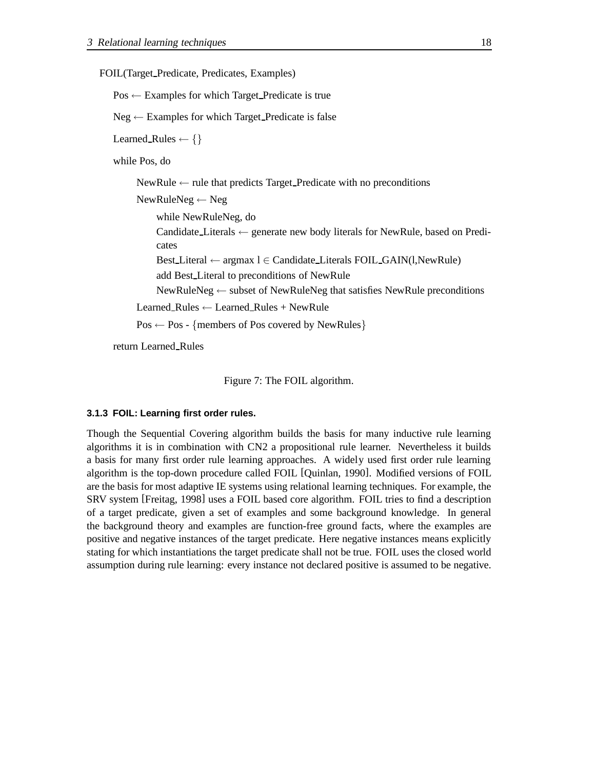```
FOIL(Target_Predicate, Predicates, Examples)
  Pos ← Examples for which Target_Predicate is true
  Neg ← Examples for which Target_Predicate is false
  Learned_Rules ← {}
  while Pos, do
      NewRule ← rule that predicts Target_Predicate with no preconditions
      NewRuleNeg ← Neg
          while NewRuleNeg, do
          Candidate_Literals ← generate new body literals for NewRule, based on Predicates
          Best_Literal ← argmax l ∈ Candidate_Literals FOIL_GAIN(l,NewRule)
          add Best_Literal to preconditions of NewRule
          NewRuleNeg ← subset of NewRuleNeg that satisfies NewRule preconditions
      Learned_Rules ← Learned_Rules + NewRule
      Pos ← Pos - {members of Pos covered by NewRules}
  return Learned_Rules
```

Figure 7: The FOIL algorithm.

### 3.1.3 FOIL: Learning first order rules.

Though the Sequential Covering algorithm builds the basis for many inductive rule learning algorithms it is in combination with CN2 a propositional rule learner. Nevertheless it builds a basis for many first order rule learning approaches. A widely used first order rule learning algorithm is the top-down procedure called FOIL [Quinlan, 1990]. Modified versions of FOIL are the basis for most adaptive IE systems using relational learning techniques. For example, the SRV system [Freitag, 1998] uses a FOIL based core algorithm. FOIL tries to find a description of a target predicate, given a set of examples and some background knowledge. In general the background theory and examples are function-free ground facts, where the examples are positive and negative instances of the target predicate. Here negative instances means explicitly stating for which instantiations the target predicate shall not be true. FOIL uses the closed world assumption during rule learning: every instance not declared positive is assumed to be negative.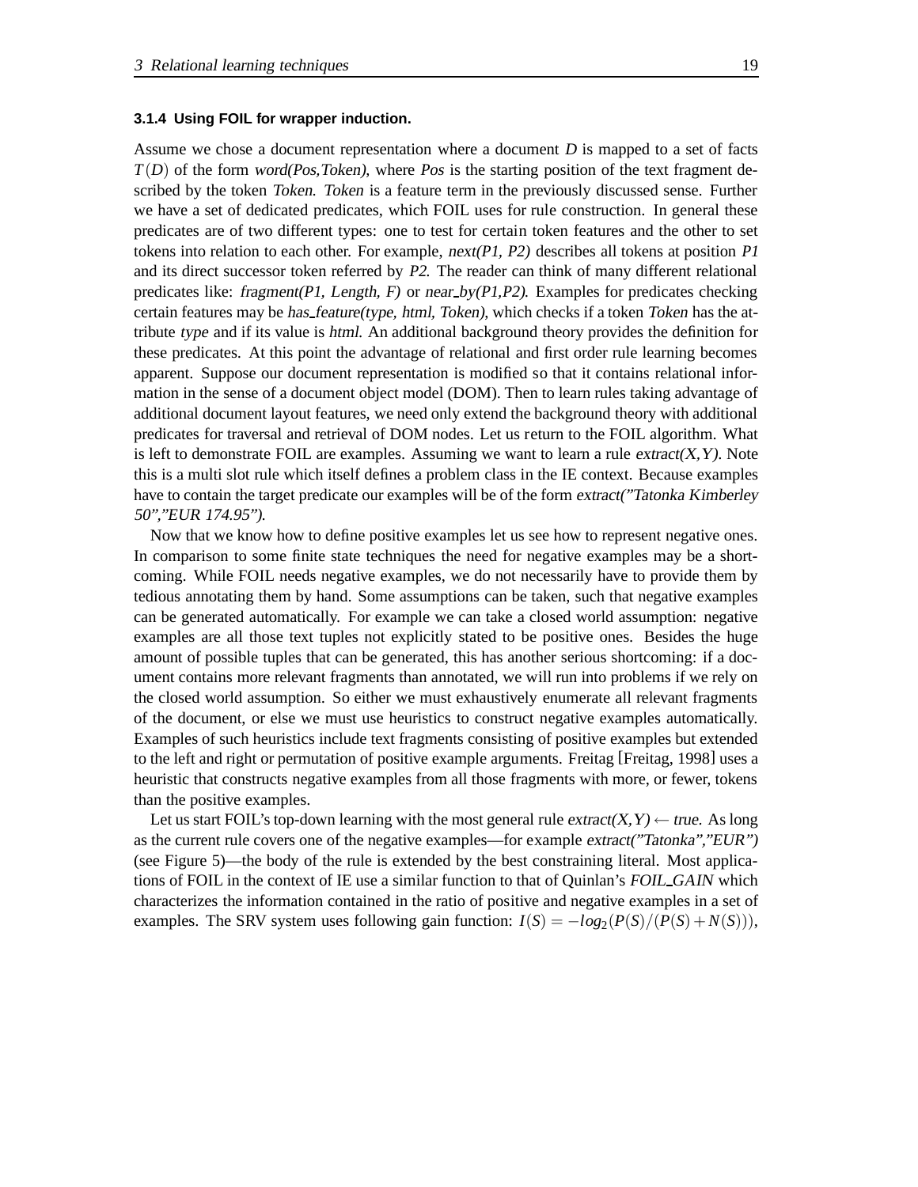#### 3.1.4 Using FOIL for wrapper induction.

Assume we chose a document representation where a document $D$ is mapped to a set of facts $T(D)$ of the form *word(Pos,Token)*, where *Pos* is the starting position of the text fragment described by the token *Token*. *Token* is a feature term in the previously discussed sense. Further we have a set of dedicated predicates, which FOIL uses for rule construction. In general these predicates are of two different types: one to test for certain token features and the other to set tokens into relation to each other. For example, *next(P1, P2)* describes all tokens at position *P1* and its direct successor token referred by *P2*. The reader can think of many different relational predicates like: *fragment(P1, Length, F)* or *near_by(P1,P2)*. Examples for predicates checking certain features may be *has_feature(type, html, Token)*, which checks if a token *Token* has the attribute *type* and if its value is *html*. An additional background theory provides the definition for these predicates. At this point the advantage of relational and first order rule learning becomes apparent. Suppose our document representation is modified so that it contains relational information in the sense of a document object model (DOM). Then to learn rules taking advantage of additional document layout features, we need only extend the background theory with additional predicates for traversal and retrieval of DOM nodes. Let us return to the FOIL algorithm. What is left to demonstrate FOIL are examples. Assuming we want to learn a rule *extract(X,Y)*. Note this is a multi slot rule which itself defines a problem class in the IE context. Because examples have to contain the target predicate our examples will be of the form *extract("Tatonka Kimberley 50","EUR 174.95")*.

Now that we know how to define positive examples let us see how to represent negative ones. In comparison to some finite state techniques the need for negative examples may be a shortcoming. While FOIL needs negative examples, we do not necessarily have to provide them by tedious annotating them by hand. Some assumptions can be taken, such that negative examples can be generated automatically. For example we can take a closed world assumption: negative examples are all those text tuples not explicitly stated to be positive ones. Besides the huge amount of possible tuples that can be generated, this has another serious shortcoming: if a document contains more relevant fragments than annotated, we will run into problems if we rely on the closed world assumption. So either we must exhaustively enumerate all relevant fragments of the document, or else we must use heuristics to construct negative examples automatically. Examples of such heuristics include text fragments consisting of positive examples but extended to the left and right or permutation of positive example arguments. Freitag [Freitag, 1998] uses a heuristic that constructs negative examples from all those fragments with more, or fewer, tokens than the positive examples.

Let us start FOIL's top-down learning with the most general rule *extract(X,Y)* $\leftarrow$ *true*. As long as the current rule covers one of the negative examples—for example *extract("Tatonka","EUR")* (see Figure 5)—the body of the rule is extended by the best constraining literal. Most applications of FOIL in the context of IE use a similar function to that of Quinlan's *FOIL_GAIN* which characterizes the information contained in the ratio of positive and negative examples in a set of examples. The SRV system uses following gain function: $I(S) = -log_2(P(S)/(P(S)+N(S)))$,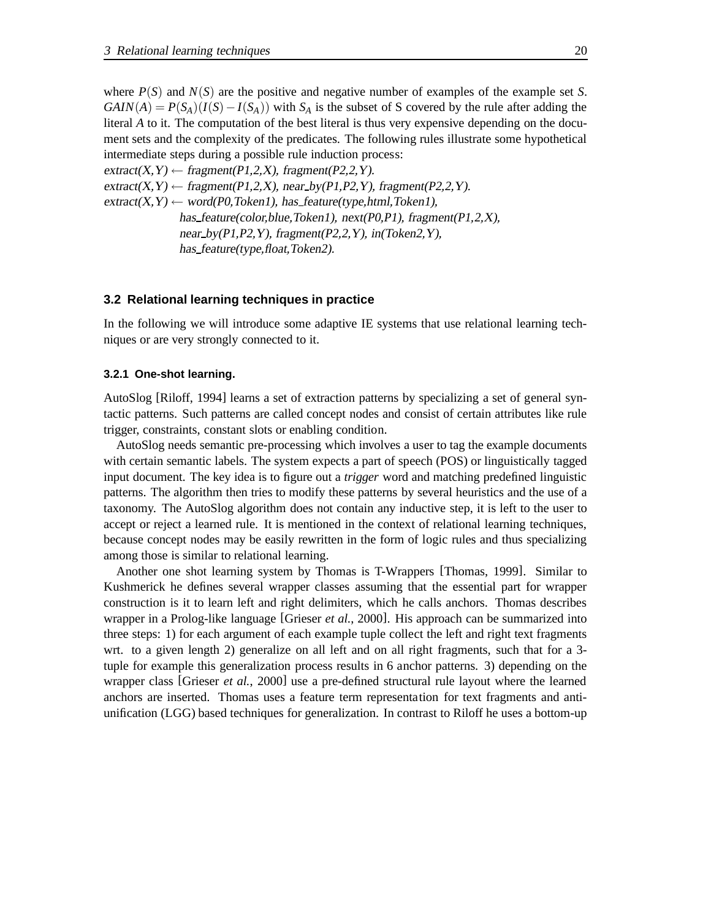where $P(S)$ and $N(S)$ are the positive and negative number of examples of the example set $S$. $GAIN(A) = P(S_A)(I(S) - I(S_A))$ with $S_A$ is the subset of S covered by the rule after adding the literal $A$ to it. The computation of the best literal is thus very expensive depending on the document sets and the complexity of the predicates. The following rules illustrate some hypothetical intermediate steps during a possible rule induction process:

*extract(X,Y) ← fragment(P1,2,X), fragment(P2,2,Y).*
*extract(X,Y) ← fragment(P1,2,X), near_by(P1,P2,Y), fragment(P2,2,Y).*
*extract(X,Y) ← word(P0,Token1), has_feature(type,html,Token1), has_feature(color,blue,Token1), next(P0,P1), fragment(P1,2,X), near_by(P1,P2,Y), fragment(P2,2,Y), in(Token2,Y), has_feature(type,float,Token2).*

## 3.2 Relational learning techniques in practice

In the following we will introduce some adaptive IE systems that use relational learning techniques or are very strongly connected to it.

### 3.2.1 One-shot learning.

AutoSlog [Riloff, 1994] learns a set of extraction patterns by specializing a set of general syntactic patterns. Such patterns are called concept nodes and consist of certain attributes like rule trigger, constraints, constant slots or enabling condition.

AutoSlog needs semantic pre-processing which involves a user to tag the example documents with certain semantic labels. The system expects a part of speech (POS) or linguistically tagged input document. The key idea is to figure out a *trigger* word and matching predefined linguistic patterns. The algorithm then tries to modify these patterns by several heuristics and the use of a taxonomy. The AutoSlog algorithm does not contain any inductive step, it is left to the user to accept or reject a learned rule. It is mentioned in the context of relational learning techniques, because concept nodes may be easily rewritten in the form of logic rules and thus specializing among those is similar to relational learning.

Another one shot learning system by Thomas is T-Wrappers [Thomas, 1999]. Similar to Kushmerick he defines several wrapper classes assuming that the essential part for wrapper construction is it to learn left and right delimiters, which he calls anchors. Thomas describes wrapper in a Prolog-like language [Grieser *et al.*, 2000]. His approach can be summarized into three steps: 1) for each argument of each example tuple collect the left and right text fragments wrt. to a given length 2) generalize on all left and on all right fragments, such that for a 3-tuple for example this generalization process results in 6 anchor patterns. 3) depending on the wrapper class [Grieser *et al.*, 2000] use a pre-defined structural rule layout where the learned anchors are inserted. Thomas uses a feature term representation for text fragments and anti-unification (LGG) based techniques for generalization. In contrast to Riloff he uses a bottom-up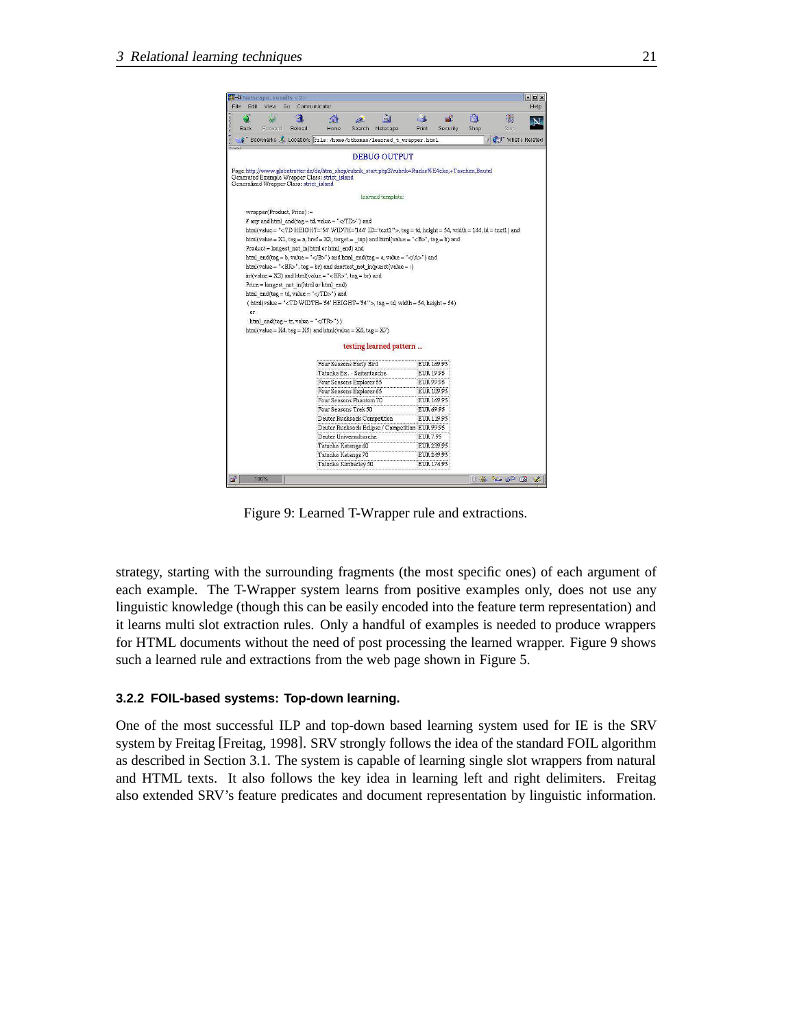Figure 9: Learned T-Wrapper rule and extractions.

strategy, starting with the surrounding fragments (the most specific ones) of each argument of each example. The T-Wrapper system learns from positive examples only, does not use any linguistic knowledge (though this can be easily encoded into the feature term representation) and it learns multi slot extraction rules. Only a handful of examples is needed to produce wrappers for HTML documents without the need of post processing the learned wrapper. Figure 9 shows such a learned rule and extractions from the web page shown in Figure 5.

### 3.2.2 FOIL-based systems: Top-down learning.

One of the most successful ILP and top-down based learning system used for IE is the SRV system by Freitag [Freitag, 1998]. SRV strongly follows the idea of the standard FOIL algorithm as described in Section 3.1. The system is capable of learning single slot wrappers from natural and HTML texts. It also follows the key idea in learning left and right delimiters. Freitag also extended SRV's feature predicates and document representation by linguistic information.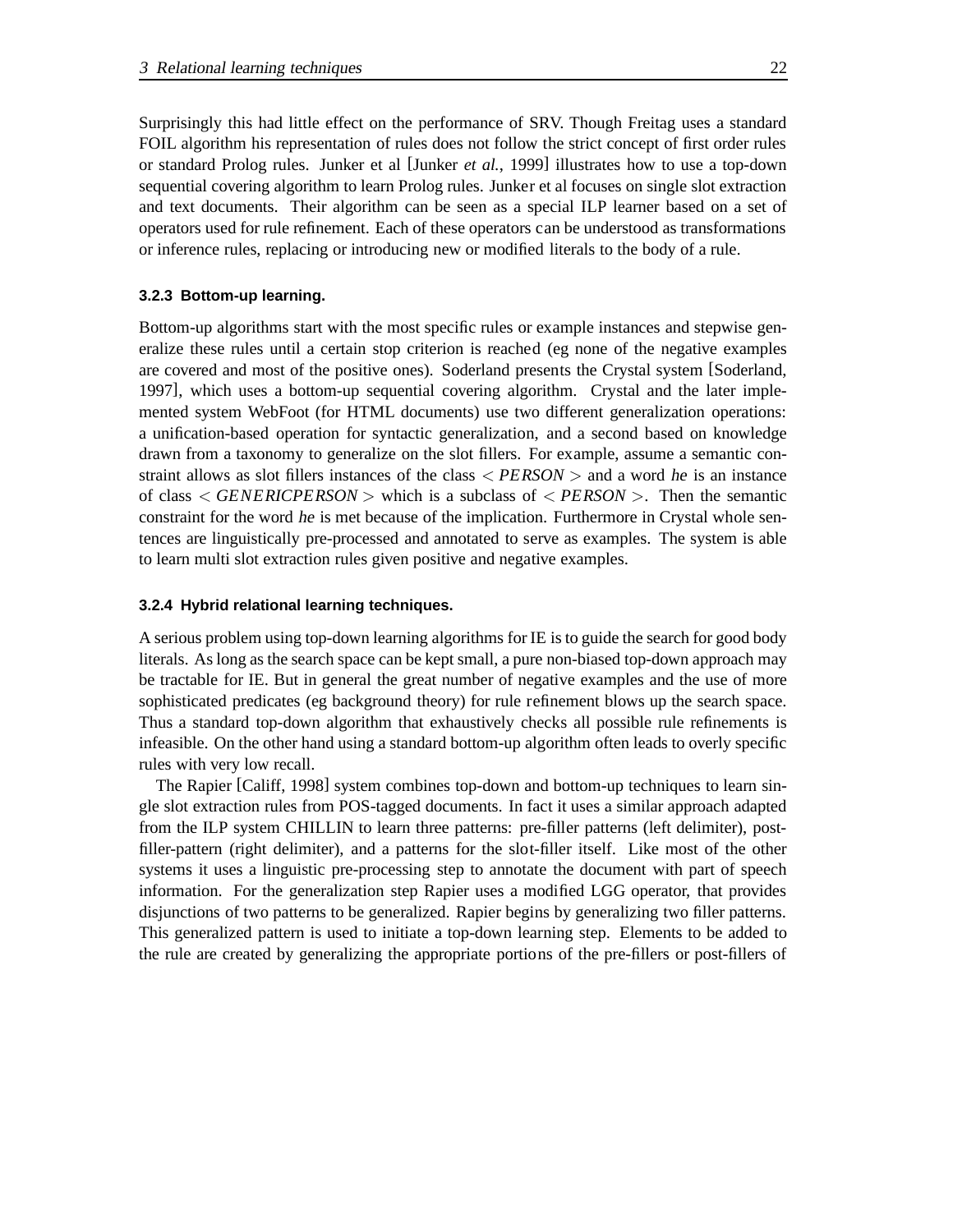Surprisingly this had little effect on the performance of SRV. Though Freitag uses a standard FOIL algorithm his representation of rules does not follow the strict concept of first order rules or standard Prolog rules. Junker et al [Junker *et al.*, 1999] illustrates how to use a top-down sequential covering algorithm to learn Prolog rules. Junker et al focuses on single slot extraction and text documents. Their algorithm can be seen as a special ILP learner based on a set of operators used for rule refinement. Each of these operators can be understood as transformations or inference rules, replacing or introducing new or modified literals to the body of a rule.

### 3.2.3 Bottom-up learning.

Bottom-up algorithms start with the most specific rules or example instances and stepwise generalize these rules until a certain stop criterion is reached (eg none of the negative examples are covered and most of the positive ones). Soderland presents the Crystal system [Soderland, 1997], which uses a bottom-up sequential covering algorithm. Crystal and the later implemented system WebFoot (for HTML documents) use two different generalization operations: a unification-based operation for syntactic generalization, and a second based on knowledge drawn from a taxonomy to generalize on the slot fillers. For example, assume a semantic constraint allows as slot fillers instances of the class $< PERSON >$ and a word *he* is an instance of class $< GENERICPERSON >$ which is a subclass of $< PERSON >$. Then the semantic constraint for the word *he* is met because of the implication. Furthermore in Crystal whole sentences are linguistically pre-processed and annotated to serve as examples. The system is able to learn multi slot extraction rules given positive and negative examples.

### 3.2.4 Hybrid relational learning techniques.

A serious problem using top-down learning algorithms for IE is to guide the search for good body literals. As long as the search space can be kept small, a pure non-biased top-down approach may be tractable for IE. But in general the great number of negative examples and the use of more sophisticated predicates (eg background theory) for rule refinement blows up the search space. Thus a standard top-down algorithm that exhaustively checks all possible rule refinements is infeasible. On the other hand using a standard bottom-up algorithm often leads to overly specific rules with very low recall.

The Rapier [Califf, 1998] system combines top-down and bottom-up techniques to learn single slot extraction rules from POS-tagged documents. In fact it uses a similar approach adapted from the ILP system CHILLIN to learn three patterns: pre-filler patterns (left delimiter), post-filler-pattern (right delimiter), and a patterns for the slot-filler itself. Like most of the other systems it uses a linguistic pre-processing step to annotate the document with part of speech information. For the generalization step Rapier uses a modified LGG operator, that provides disjunctions of two patterns to be generalized. Rapier begins by generalizing two filler patterns. This generalized pattern is used to initiate a top-down learning step. Elements to be added to the rule are created by generalizing the appropriate portions of the pre-fillers or post-fillers of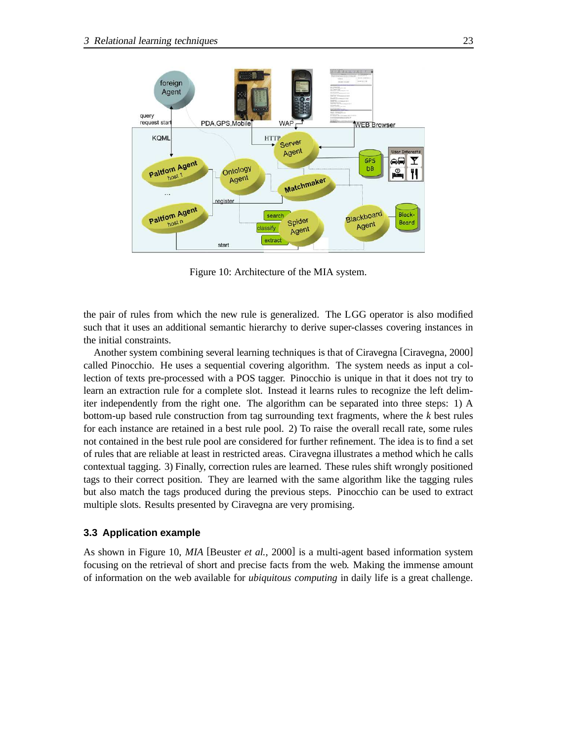Figure 10: Architecture of the MIA system.

the pair of rules from which the new rule is generalized. The LGG operator is also modified such that it uses an additional semantic hierarchy to derive super-classes covering instances in the initial constraints.

Another system combining several learning techniques is that of Ciravegna [Ciravegna, 2000] called Pinocchio. He uses a sequential covering algorithm. The system needs as input a collection of texts pre-processed with a POS tagger. Pinocchio is unique in that it does not try to learn an extraction rule for a complete slot. Instead it learns rules to recognize the left delimiter independently from the right one. The algorithm can be separated into three steps: 1) A bottom-up based rule construction from tag surrounding text fragments, where the *k* best rules for each instance are retained in a best rule pool. 2) To raise the overall recall rate, some rules not contained in the best rule pool are considered for further refinement. The idea is to find a set of rules that are reliable at least in restricted areas. Ciravegna illustrates a method which he calls contextual tagging. 3) Finally, correction rules are learned. These rules shift wrongly positioned tags to their correct position. They are learned with the same algorithm like the tagging rules but also match the tags produced during the previous steps. Pinocchio can be used to extract multiple slots. Results presented by Ciravegna are very promising.

### 3.3 Application example

As shown in Figure 10, *MIA* [Beuster *et al.*, 2000] is a multi-agent based information system focusing on the retrieval of short and precise facts from the web. Making the immense amount of information on the web available for *ubiquitous computing* in daily life is a great challenge.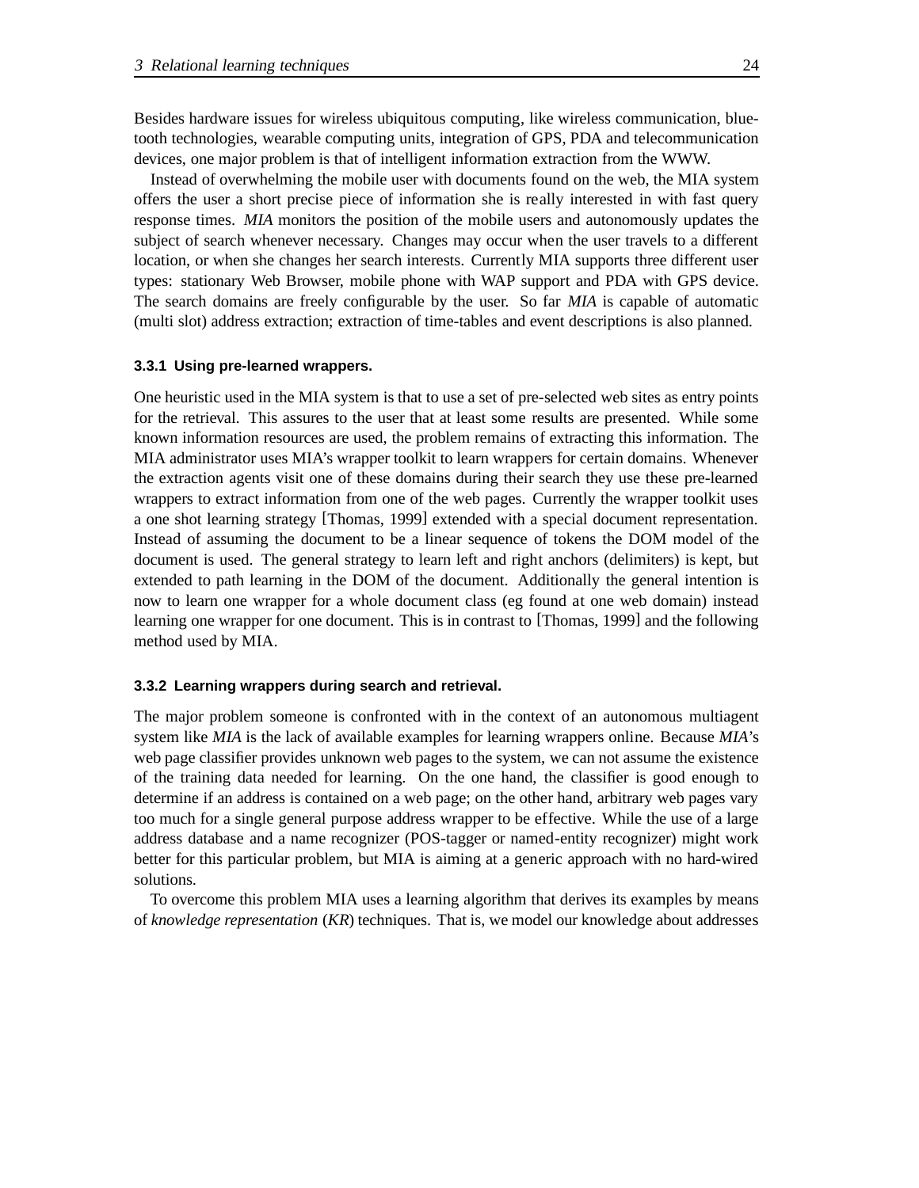Besides hardware issues for wireless ubiquitous computing, like wireless communication, bluetooth technologies, wearable computing units, integration of GPS, PDA and telecommunication devices, one major problem is that of intelligent information extraction from the WWW.

Instead of overwhelming the mobile user with documents found on the web, the MIA system offers the user a short precise piece of information she is really interested in with fast query response times. *MIA* monitors the position of the mobile users and autonomously updates the subject of search whenever necessary. Changes may occur when the user travels to a different location, or when she changes her search interests. Currently MIA supports three different user types: stationary Web Browser, mobile phone with WAP support and PDA with GPS device. The search domains are freely configurable by the user. So far *MIA* is capable of automatic (multi slot) address extraction; extraction of time-tables and event descriptions is also planned.

### 3.3.1 Using pre-learned wrappers.

One heuristic used in the MIA system is that to use a set of pre-selected web sites as entry points for the retrieval. This assures to the user that at least some results are presented. While some known information resources are used, the problem remains of extracting this information. The MIA administrator uses MIA's wrapper toolkit to learn wrappers for certain domains. Whenever the extraction agents visit one of these domains during their search they use these pre-learned wrappers to extract information from one of the web pages. Currently the wrapper toolkit uses a one shot learning strategy [Thomas, 1999] extended with a special document representation. Instead of assuming the document to be a linear sequence of tokens the DOM model of the document is used. The general strategy to learn left and right anchors (delimiters) is kept, but extended to path learning in the DOM of the document. Additionally the general intention is now to learn one wrapper for a whole document class (eg found at one web domain) instead learning one wrapper for one document. This is in contrast to [Thomas, 1999] and the following method used by MIA.

### 3.3.2 Learning wrappers during search and retrieval.

The major problem someone is confronted with in the context of an autonomous multiagent system like *MIA* is the lack of available examples for learning wrappers online. Because *MIA*'s web page classifier provides unknown web pages to the system, we can not assume the existence of the training data needed for learning. On the one hand, the classifier is good enough to determine if an address is contained on a web page; on the other hand, arbitrary web pages vary too much for a single general purpose address wrapper to be effective. While the use of a large address database and a name recognizer (POS-tagger or named-entity recognizer) might work better for this particular problem, but MIA is aiming at a generic approach with no hard-wired solutions.

To overcome this problem MIA uses a learning algorithm that derives its examples by means of *knowledge representation* (*KR*) techniques. That is, we model our knowledge about addresses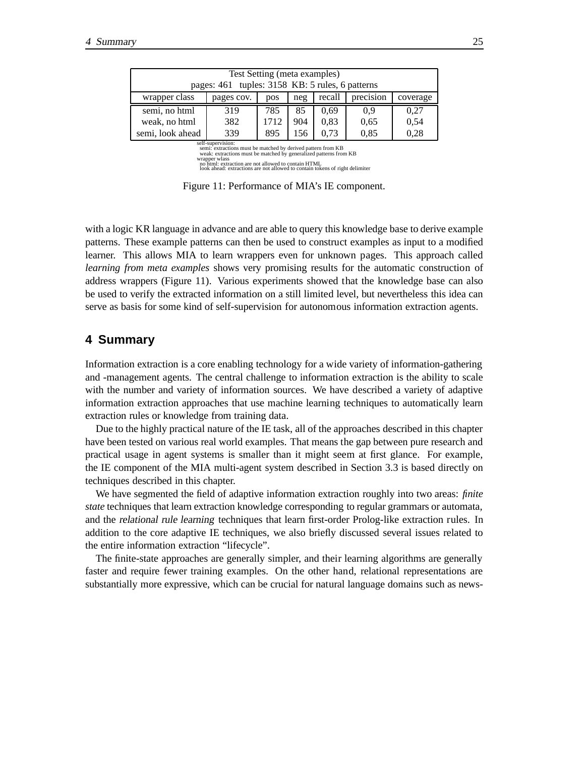| Test Setting (meta examples) pages: 461 tuples: 3158 KB: 5 rules, 6 patterns | | | | | | |
|---|---|---|---|---|---|---|
| wrapper class | pages cov. | pos | neg | recall | precision | coverage |
| semi, no html | 319 | 785 | 85 | 0,69 | 0,9 | 0,27 |
| weak, no html | 382 | 1712 | 904 | 0,83 | 0,65 | 0,54 |
| semi, look ahead | 339 | 895 | 156 | 0,73 | 0,85 | 0,28 |

self-supervision:
semi: extractions must be matched by derived pattern from KB
weak: extractions must be matched by generalized patterns from KB
wrapper wlass
no html: extraction are not allowed to contain HTML
look ahead: extractions are not allowed to contain tokens of right delimiter

Figure 11: Performance of MIA's IE component.

with a logic KR language in advance and are able to query this knowledge base to derive example patterns. These example patterns can then be used to construct examples as input to a modified learner. This allows MIA to learn wrappers even for unknown pages. This approach called *learning from meta examples* shows very promising results for the automatic construction of address wrappers (Figure 11). Various experiments showed that the knowledge base can also be used to verify the extracted information on a still limited level, but nevertheless this idea can serve as basis for some kind of self-supervision for autonomous information extraction agents.

## 4 Summary

Information extraction is a core enabling technology for a wide variety of information-gathering and -management agents. The central challenge to information extraction is the ability to scale with the number and variety of information sources. We have described a variety of adaptive information extraction approaches that use machine learning techniques to automatically learn extraction rules or knowledge from training data.

Due to the highly practical nature of the IE task, all of the approaches described in this chapter have been tested on various real world examples. That means the gap between pure research and practical usage in agent systems is smaller than it might seem at first glance. For example, the IE component of the MIA multi-agent system described in Section 3.3 is based directly on techniques described in this chapter.

We have segmented the field of adaptive information extraction roughly into two areas: *finite state* techniques that learn extraction knowledge corresponding to regular grammars or automata, and the *relational rule learning* techniques that learn first-order Prolog-like extraction rules. In addition to the core adaptive IE techniques, we also briefly discussed several issues related to the entire information extraction "lifecycle".

The finite-state approaches are generally simpler, and their learning algorithms are generally faster and require fewer training examples. On the other hand, relational representations are substantially more expressive, which can be crucial for natural language domains such as news-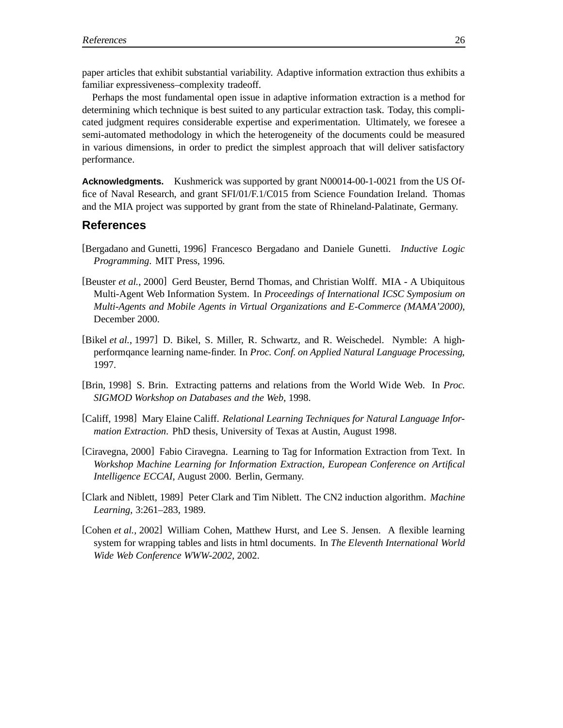paper articles that exhibit substantial variability. Adaptive information extraction thus exhibits a familiar expressiveness–complexity tradeoff.

Perhaps the most fundamental open issue in adaptive information extraction is a method for determining which technique is best suited to any particular extraction task. Today, this complicated judgment requires considerable expertise and experimentation. Ultimately, we foresee a semi-automated methodology in which the heterogeneity of the documents could be measured in various dimensions, in order to predict the simplest approach that will deliver satisfactory performance.

**Acknowledgments.** Kushmerick was supported by grant N00014-00-1-0021 from the US Office of Naval Research, and grant SFI/01/F.1/C015 from Science Foundation Ireland. Thomas and the MIA project was supported by grant from the state of Rhineland-Palatinate, Germany.

## References

[Bergadano and Gunetti, 1996] Francesco Bergadano and Daniele Gunetti. *Inductive Logic Programming*. MIT Press, 1996.

[Beuster *et al.*, 2000] Gerd Beuster, Bernd Thomas, and Christian Wolff. MIA - A Ubiquitous Multi-Agent Web Information System. In *Proceedings of International ICSC Symposium on Multi-Agents and Mobile Agents in Virtual Organizations and E-Commerce (MAMA'2000)*, December 2000.

[Bikel *et al.*, 1997] D. Bikel, S. Miller, R. Schwartz, and R. Weischedel. Nymble: A high-performqance learning name-finder. In *Proc. Conf. on Applied Natural Language Processing*, 1997.

[Brin, 1998] S. Brin. Extracting patterns and relations from the World Wide Web. In *Proc. SIGMOD Workshop on Databases and the Web*, 1998.

[Califf, 1998] Mary Elaine Califf. *Relational Learning Techniques for Natural Language Information Extraction*. PhD thesis, University of Texas at Austin, August 1998.

[Ciravegna, 2000] Fabio Ciravegna. Learning to Tag for Information Extraction from Text. In *Workshop Machine Learning for Information Extraction, European Conference on Artifical Intelligence ECCAI*, August 2000. Berlin, Germany.

[Clark and Niblett, 1989] Peter Clark and Tim Niblett. The CN2 induction algorithm. *Machine Learning*, 3:261–283, 1989.

[Cohen *et al.*, 2002] William Cohen, Matthew Hurst, and Lee S. Jensen. A flexible learning system for wrapping tables and lists in html documents. In *The Eleventh International World Wide Web Conference WWW-2002*, 2002.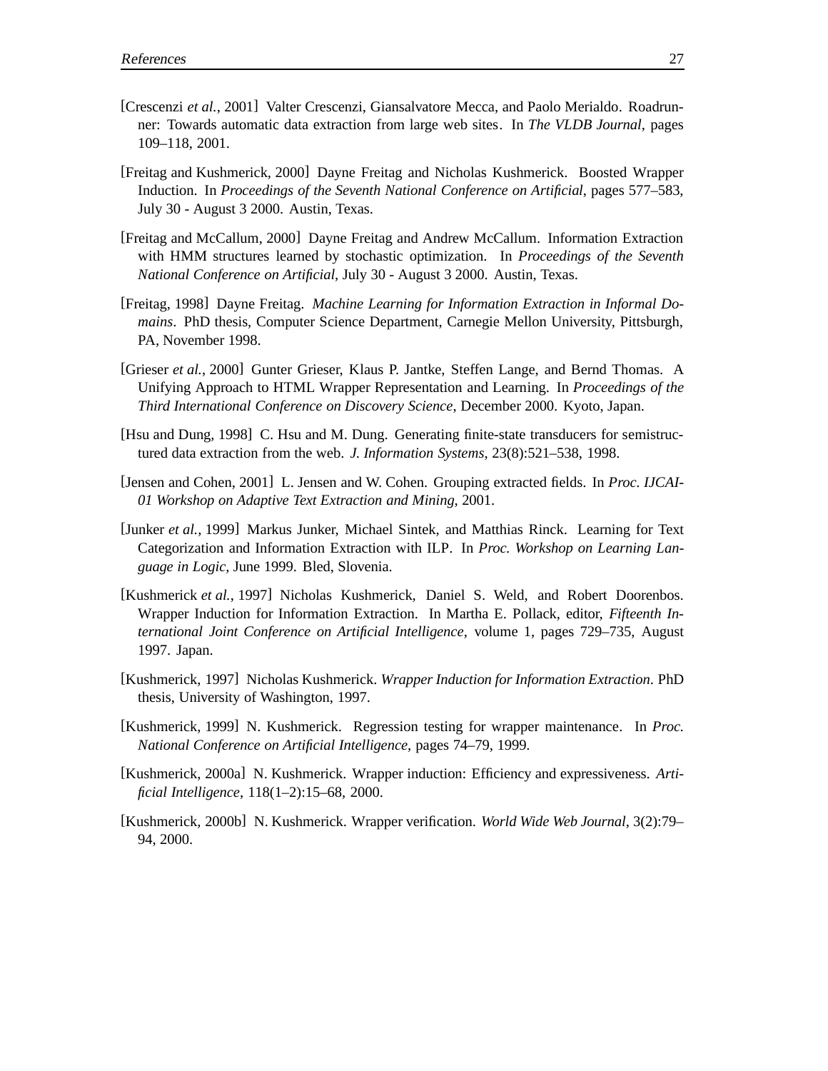[Crescenzi *et al.*, 2001] Valter Crescenzi, Giansalvatore Mecca, and Paolo Merialdo. Roadrunner: Towards automatic data extraction from large web sites. In *The VLDB Journal*, pages 109–118, 2001.

[Freitag and Kushmerick, 2000] Dayne Freitag and Nicholas Kushmerick. Boosted Wrapper Induction. In *Proceedings of the Seventh National Conference on Artificial*, pages 577–583, July 30 - August 3 2000. Austin, Texas.

[Freitag and McCallum, 2000] Dayne Freitag and Andrew McCallum. Information Extraction with HMM structures learned by stochastic optimization. In *Proceedings of the Seventh National Conference on Artificial*, July 30 - August 3 2000. Austin, Texas.

[Freitag, 1998] Dayne Freitag. *Machine Learning for Information Extraction in Informal Domains*. PhD thesis, Computer Science Department, Carnegie Mellon University, Pittsburgh, PA, November 1998.

[Grieser *et al.*, 2000] Gunter Grieser, Klaus P. Jantke, Steffen Lange, and Bernd Thomas. A Unifying Approach to HTML Wrapper Representation and Learning. In *Proceedings of the Third International Conference on Discovery Science*, December 2000. Kyoto, Japan.

[Hsu and Dung, 1998] C. Hsu and M. Dung. Generating finite-state transducers for semistructured data extraction from the web. *J. Information Systems*, 23(8):521–538, 1998.

[Jensen and Cohen, 2001] L. Jensen and W. Cohen. Grouping extracted fields. In *Proc. IJCAI-01 Workshop on Adaptive Text Extraction and Mining*, 2001.

[Junker *et al.*, 1999] Markus Junker, Michael Sintek, and Matthias Rinck. Learning for Text Categorization and Information Extraction with ILP. In *Proc. Workshop on Learning Language in Logic*, June 1999. Bled, Slovenia.

[Kushmerick *et al.*, 1997] Nicholas Kushmerick, Daniel S. Weld, and Robert Doorenbos. Wrapper Induction for Information Extraction. In Martha E. Pollack, editor, *Fifteenth International Joint Conference on Artificial Intelligence*, volume 1, pages 729–735, August 1997. Japan.

[Kushmerick, 1997] Nicholas Kushmerick. *Wrapper Induction for Information Extraction*. PhD thesis, University of Washington, 1997.

[Kushmerick, 1999] N. Kushmerick. Regression testing for wrapper maintenance. In *Proc. National Conference on Artificial Intelligence*, pages 74–79, 1999.

[Kushmerick, 2000a] N. Kushmerick. Wrapper induction: Efficiency and expressiveness. *Artificial Intelligence*, 118(1–2):15–68, 2000.

[Kushmerick, 2000b] N. Kushmerick. Wrapper verification. *World Wide Web Journal*, 3(2):79–94, 2000.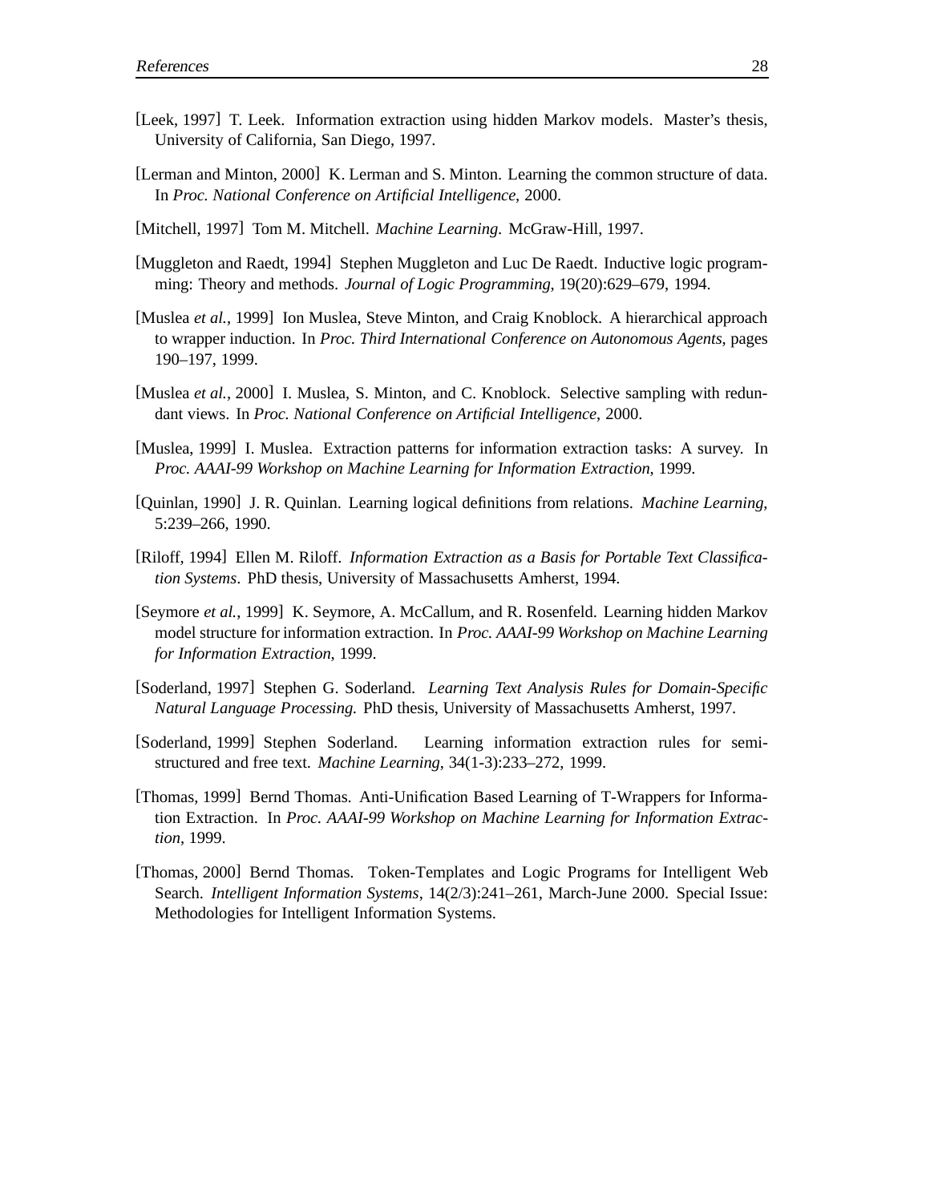[Leek, 1997] T. Leek. Information extraction using hidden Markov models. Master's thesis, University of California, San Diego, 1997.

[Lerman and Minton, 2000] K. Lerman and S. Minton. Learning the common structure of data. In *Proc. National Conference on Artificial Intelligence*, 2000.

[Mitchell, 1997] Tom M. Mitchell. *Machine Learning*. McGraw-Hill, 1997.

[Muggleton and Raedt, 1994] Stephen Muggleton and Luc De Raedt. Inductive logic programming: Theory and methods. *Journal of Logic Programming*, 19(20):629–679, 1994.

[Muslea *et al.*, 1999] Ion Muslea, Steve Minton, and Craig Knoblock. A hierarchical approach to wrapper induction. In *Proc. Third International Conference on Autonomous Agents*, pages 190–197, 1999.

[Muslea *et al.*, 2000] I. Muslea, S. Minton, and C. Knoblock. Selective sampling with redundant views. In *Proc. National Conference on Artificial Intelligence*, 2000.

[Muslea, 1999] I. Muslea. Extraction patterns for information extraction tasks: A survey. In *Proc. AAAI-99 Workshop on Machine Learning for Information Extraction*, 1999.

[Quinlan, 1990] J. R. Quinlan. Learning logical definitions from relations. *Machine Learning*, 5:239–266, 1990.

[Riloff, 1994] Ellen M. Riloff. *Information Extraction as a Basis for Portable Text Classification Systems*. PhD thesis, University of Massachusetts Amherst, 1994.

[Seymore *et al.*, 1999] K. Seymore, A. McCallum, and R. Rosenfeld. Learning hidden Markov model structure for information extraction. In *Proc. AAAI-99 Workshop on Machine Learning for Information Extraction*, 1999.

[Soderland, 1997] Stephen G. Soderland. *Learning Text Analysis Rules for Domain-Specific Natural Language Processing.* PhD thesis, University of Massachusetts Amherst, 1997.

[Soderland, 1999] Stephen Soderland. Learning information extraction rules for semi-structured and free text. *Machine Learning*, 34(1-3):233–272, 1999.

[Thomas, 1999] Bernd Thomas. Anti-Unification Based Learning of T-Wrappers for Information Extraction. In *Proc. AAAI-99 Workshop on Machine Learning for Information Extraction*, 1999.

[Thomas, 2000] Bernd Thomas. Token-Templates and Logic Programs for Intelligent Web Search. *Intelligent Information Systems*, 14(2/3):241–261, March-June 2000. Special Issue: Methodologies for Intelligent Information Systems.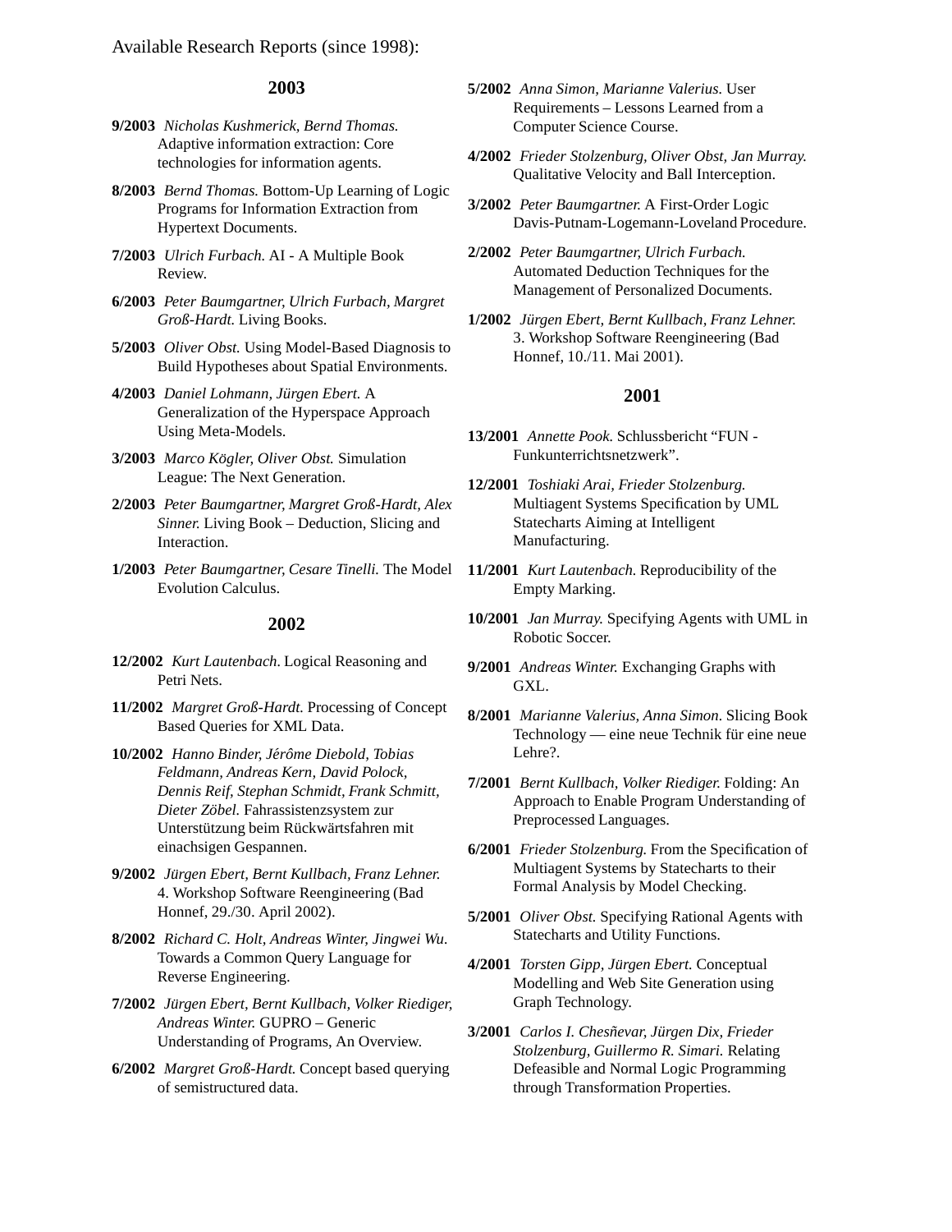Available Research Reports (since 1998):

## 2003

**9/2003** *Nicholas Kushmerick, Bernd Thomas.* Adaptive information extraction: Core technologies for information agents.

**8/2003** *Bernd Thomas.* Bottom-Up Learning of Logic Programs for Information Extraction from Hypertext Documents.

**7/2003** *Ulrich Furbach.* AI - A Multiple Book Review.

**6/2003** *Peter Baumgartner, Ulrich Furbach, Margret Groß-Hardt.* Living Books.

**5/2003** *Oliver Obst.* Using Model-Based Diagnosis to Build Hypotheses about Spatial Environments.

**4/2003** *Daniel Lohmann, Jürgen Ebert.* A Generalization of the Hyperspace Approach Using Meta-Models.

**3/2003** *Marco Kögler, Oliver Obst.* Simulation League: The Next Generation.

**2/2003** *Peter Baumgartner, Margret Groß-Hardt, Alex Sinner.* Living Book – Deduction, Slicing and Interaction.

**1/2003** *Peter Baumgartner, Cesare Tinelli.* The Model Evolution Calculus.

## 2002

**12/2002** *Kurt Lautenbach.* Logical Reasoning and Petri Nets.

**11/2002** *Margret Groß-Hardt.* Processing of Concept Based Queries for XML Data.

**10/2002** *Hanno Binder, Jérôme Diebold, Tobias Feldmann, Andreas Kern, David Polock, Dennis Reif, Stephan Schmidt, Frank Schmitt, Dieter Zöbel.* Fahrassistenzsystem zur Unterstützung beim Rückwärtsfahren mit einachsigen Gespannen.

**9/2002** *Jürgen Ebert, Bernt Kullbach, Franz Lehner.* 4. Workshop Software Reengineering (Bad Honnef, 29./30. April 2002).

**8/2002** *Richard C. Holt, Andreas Winter, Jingwei Wu.* Towards a Common Query Language for Reverse Engineering.

**7/2002** *Jürgen Ebert, Bernt Kullbach, Volker Riediger, Andreas Winter.* GUPRO – Generic Understanding of Programs, An Overview.

**6/2002** *Margret Groß-Hardt.* Concept based querying of semistructured data.

**5/2002** *Anna Simon, Marianne Valerius.* User Requirements – Lessons Learned from a Computer Science Course.

**4/2002** *Frieder Stolzenburg, Oliver Obst, Jan Murray.* Qualitative Velocity and Ball Interception.

**3/2002** *Peter Baumgartner.* A First-Order Logic Davis-Putnam-Logemann-Loveland Procedure.

**2/2002** *Peter Baumgartner, Ulrich Furbach.* Automated Deduction Techniques for the Management of Personalized Documents.

**1/2002** *Jürgen Ebert, Bernt Kullbach, Franz Lehner.* 3. Workshop Software Reengineering (Bad Honnef, 10./11. Mai 2001).

## 2001

**13/2001** *Annette Pook.* Schlussbericht "FUN - Funkunterrichtsnetzwerk".

**12/2001** *Toshiaki Arai, Frieder Stolzenburg.* Multiagent Systems Specification by UML Statecharts Aiming at Intelligent Manufacturing.

**11/2001** *Kurt Lautenbach.* Reproducibility of the Empty Marking.

**10/2001** *Jan Murray.* Specifying Agents with UML in Robotic Soccer.

**9/2001** *Andreas Winter.* Exchanging Graphs with GXL.

**8/2001** *Marianne Valerius, Anna Simon.* Slicing Book Technology — eine neue Technik für eine neue Lehre?.

**7/2001** *Bernt Kullbach, Volker Riediger.* Folding: An Approach to Enable Program Understanding of Preprocessed Languages.

**6/2001** *Frieder Stolzenburg.* From the Specification of Multiagent Systems by Statecharts to their Formal Analysis by Model Checking.

**5/2001** *Oliver Obst.* Specifying Rational Agents with Statecharts and Utility Functions.

**4/2001** *Torsten Gipp, Jürgen Ebert.* Conceptual Modelling and Web Site Generation using Graph Technology.

**3/2001** *Carlos I. Chesñevar, Jürgen Dix, Frieder Stolzenburg, Guillermo R. Simari.* Relating Defeasible and Normal Logic Programming through Transformation Properties.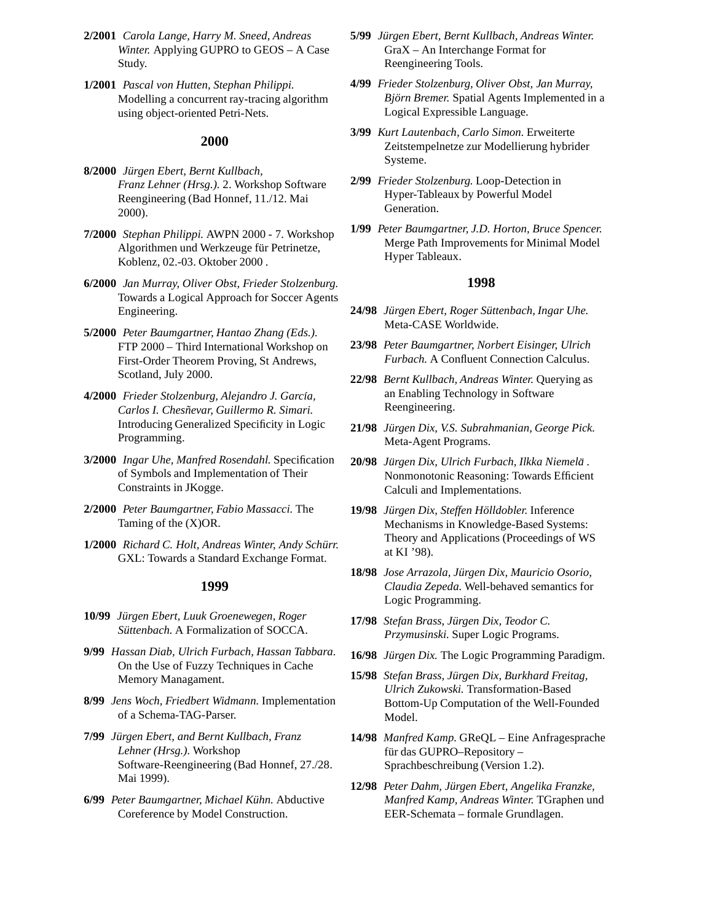**2/2001** *Carola Lange, Harry M. Sneed, Andreas Winter.* Applying GUPRO to GEOS – A Case Study.

**1/2001** *Pascal von Hutten, Stephan Philippi.* Modelling a concurrent ray-tracing algorithm using object-oriented Petri-Nets.

## 2000

**8/2000** *Jürgen Ebert, Bernt Kullbach, Franz Lehner (Hrsg.).* 2. Workshop Software Reengineering (Bad Honnef, 11./12. Mai 2000).

**7/2000** *Stephan Philippi.* AWPN 2000 - 7. Workshop Algorithmen und Werkzeuge für Petrinetze, Koblenz, 02.-03. Oktober 2000 .

**6/2000** *Jan Murray, Oliver Obst, Frieder Stolzenburg.* Towards a Logical Approach for Soccer Agents Engineering.

**5/2000** *Peter Baumgartner, Hantao Zhang (Eds.).* FTP 2000 – Third International Workshop on First-Order Theorem Proving, St Andrews, Scotland, July 2000.

**4/2000** *Frieder Stolzenburg, Alejandro J. García, Carlos I. Chesñevar, Guillermo R. Simari.* Introducing Generalized Specificity in Logic Programming.

**3/2000** *Ingar Uhe, Manfred Rosendahl.* Specification of Symbols and Implementation of Their Constraints in JKogge.

**2/2000** *Peter Baumgartner, Fabio Massacci.* The Taming of the (X)OR.

**1/2000** *Richard C. Holt, Andreas Winter, Andy Schürr.* GXL: Towards a Standard Exchange Format.

## 1999

**10/99** *Jürgen Ebert, Luuk Groenewegen, Roger Süttenbach.* A Formalization of SOCCA.

**9/99** *Hassan Diab, Ulrich Furbach, Hassan Tabbara.* On the Use of Fuzzy Techniques in Cache Memory Managament.

**8/99** *Jens Woch, Friedbert Widmann.* Implementation of a Schema-TAG-Parser.

**7/99** *Jürgen Ebert, and Bernt Kullbach, Franz Lehner (Hrsg.).* Workshop Software-Reengineering (Bad Honnef, 27./28. Mai 1999).

**6/99** *Peter Baumgartner, Michael Kühn.* Abductive Coreference by Model Construction.

**5/99** *Jürgen Ebert, Bernt Kullbach, Andreas Winter.* GraX – An Interchange Format for Reengineering Tools.

**4/99** *Frieder Stolzenburg, Oliver Obst, Jan Murray, Björn Bremer.* Spatial Agents Implemented in a Logical Expressible Language.

**3/99** *Kurt Lautenbach, Carlo Simon.* Erweiterte Zeitstempelnetze zur Modellierung hybrider Systeme.

**2/99** *Frieder Stolzenburg.* Loop-Detection in Hyper-Tableaux by Powerful Model Generation.

**1/99** *Peter Baumgartner, J.D. Horton, Bruce Spencer.* Merge Path Improvements for Minimal Model Hyper Tableaux.

## 1998

**24/98** *Jürgen Ebert, Roger Süttenbach, Ingar Uhe.* Meta-CASE Worldwide.

**23/98** *Peter Baumgartner, Norbert Eisinger, Ulrich Furbach.* A Confluent Connection Calculus.

**22/98** *Bernt Kullbach, Andreas Winter.* Querying as an Enabling Technology in Software Reengineering.

**21/98** *Jürgen Dix, V.S. Subrahmanian, George Pick.* Meta-Agent Programs.

**20/98** *Jürgen Dix, Ulrich Furbach, Ilkka Niemelä .* Nonmonotonic Reasoning: Towards Efficient Calculi and Implementations.

**19/98** *Jürgen Dix, Steffen Hölldobler.* Inference Mechanisms in Knowledge-Based Systems: Theory and Applications (Proceedings of WS at KI '98).

**18/98** *Jose Arrazola, Jürgen Dix, Mauricio Osorio, Claudia Zepeda.* Well-behaved semantics for Logic Programming.

**17/98** *Stefan Brass, Jürgen Dix, Teodor C. Przymusinski.* Super Logic Programs.

**16/98** *Jürgen Dix.* The Logic Programming Paradigm.

**15/98** *Stefan Brass, Jürgen Dix, Burkhard Freitag, Ulrich Zukowski.* Transformation-Based Bottom-Up Computation of the Well-Founded Model.

**14/98** *Manfred Kamp.* GReQL – Eine Anfragesprache für das GUPRO–Repository – Sprachbeschreibung (Version 1.2).

**12/98** *Peter Dahm, Jürgen Ebert, Angelika Franzke, Manfred Kamp, Andreas Winter.* TGraphen und EER-Schemata – formale Grundlagen.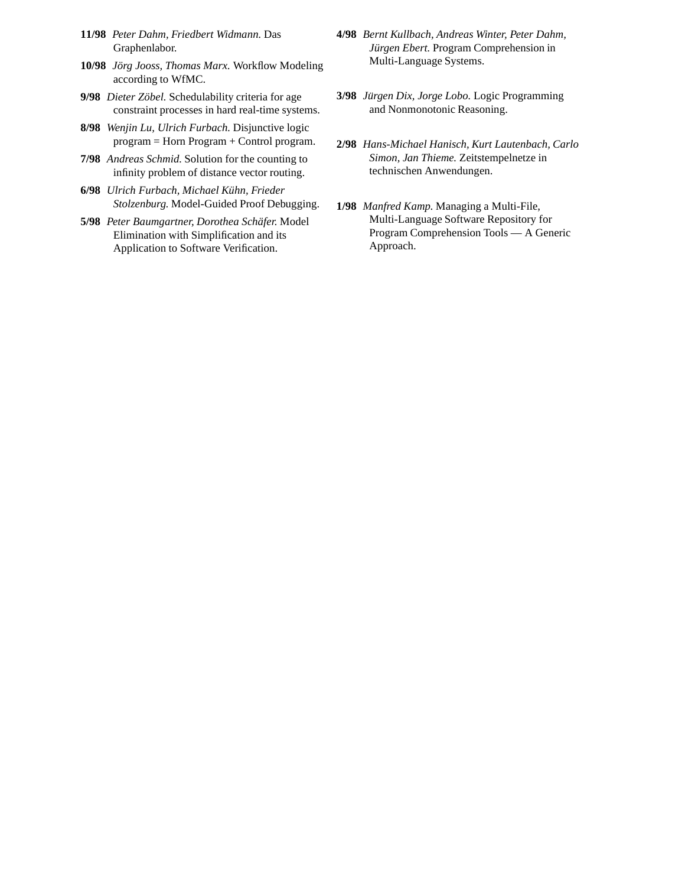**11/98** *Peter Dahm, Friedbert Widmann.* Das Graphenlabor.

**10/98** *Jörg Jooss, Thomas Marx.* Workflow Modeling according to WfMC.

**9/98** *Dieter Zöbel.* Schedulability criteria for age constraint processes in hard real-time systems.

**8/98** *Wenjin Lu, Ulrich Furbach.* Disjunctive logic program = Horn Program + Control program.

**7/98** *Andreas Schmid.* Solution for the counting to infinity problem of distance vector routing.

**6/98** *Ulrich Furbach, Michael Kühn, Frieder Stolzenburg.* Model-Guided Proof Debugging.

**5/98** *Peter Baumgartner, Dorothea Schäfer.* Model Elimination with Simplification and its Application to Software Verification.

**4/98** *Bernt Kullbach, Andreas Winter, Peter Dahm, Jürgen Ebert.* Program Comprehension in Multi-Language Systems.

**3/98** *Jürgen Dix, Jorge Lobo.* Logic Programming and Nonmonotonic Reasoning.

**2/98** *Hans-Michael Hanisch, Kurt Lautenbach, Carlo Simon, Jan Thieme.* Zeitstempelnetze in technischen Anwendungen.

**1/98** *Manfred Kamp.* Managing a Multi-File, Multi-Language Software Repository for Program Comprehension Tools — A Generic Approach.